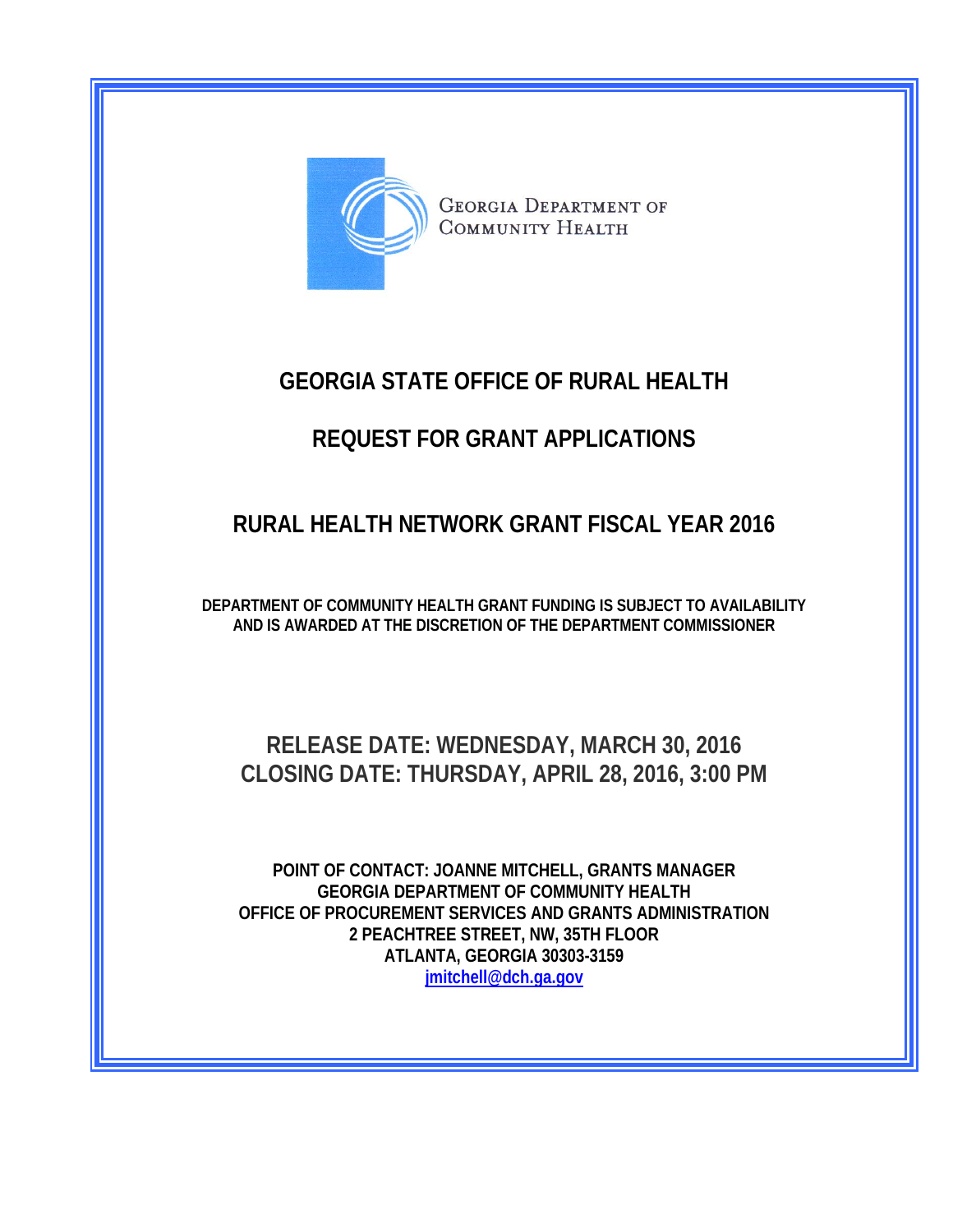GEORGIA DEPARTMENT OF COMMUNITY HEALTH

# GEORGIA STATE OFFICE OF RURAL HEALTH

# REQUEST FOR GRANT APPLICATIONS

# RURAL HEALTH NETWORK GRANT FISCAL YEAR 2016

**DEPARTMENT OF COMMUNITY HEALTH GRANT FUNDING IS SUBJECT TO AVAILABILITY AND IS AWARDED AT THE DISCRETION OF THE DEPARTMENT COMMISSIONER**

## RELEASE DATE: WEDNESDAY, MARCH 30, 2016
## CLOSING DATE: THURSDAY, APRIL 28, 2016, 3:00 PM

**POINT OF CONTACT: JOANNE MITCHELL, GRANTS MANAGER**
**GEORGIA DEPARTMENT OF COMMUNITY HEALTH**
**OFFICE OF PROCUREMENT SERVICES AND GRANTS ADMINISTRATION**
**2 PEACHTREE STREET, NW, 35TH FLOOR**
**ATLANTA, GEORGIA 30303-3159**
**jmitchell@dch.ga.gov**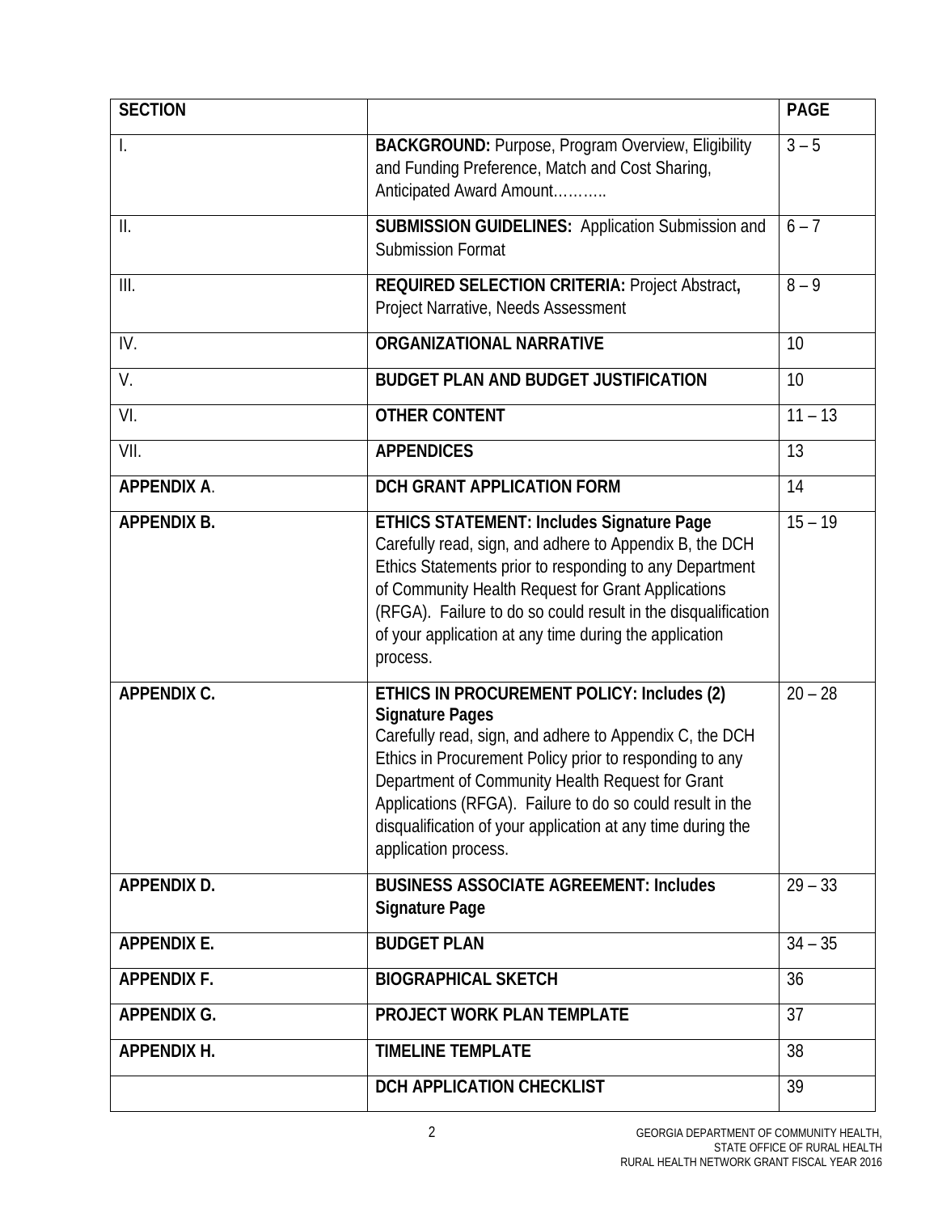| SECTION | | PAGE |
|---|---|---|
| I. | **BACKGROUND:** Purpose, Program Overview, Eligibility and Funding Preference, Match and Cost Sharing, Anticipated Award Amount……….. | 3 – 5 |
| II. | **SUBMISSION GUIDELINES:** Application Submission and Submission Format | 6 – 7 |
| III. | **REQUIRED SELECTION CRITERIA:** Project Abstract**,** Project Narrative, Needs Assessment | 8 – 9 |
| IV. | **ORGANIZATIONAL NARRATIVE** | 10 |
| V. | **BUDGET PLAN AND BUDGET JUSTIFICATION** | 10 |
| VI. | **OTHER CONTENT** | 11 – 13 |
| VII. | **APPENDICES** | 13 |
| **APPENDIX A**. | **DCH GRANT APPLICATION FORM** | 14 |
| **APPENDIX B.** | **ETHICS STATEMENT: Includes Signature Page** Carefully read, sign, and adhere to Appendix B, the DCH Ethics Statements prior to responding to any Department of Community Health Request for Grant Applications (RFGA). Failure to do so could result in the disqualification of your application at any time during the application process. | 15 – 19 |
| **APPENDIX C.** | **ETHICS IN PROCUREMENT POLICY: Includes (2) Signature Pages** Carefully read, sign, and adhere to Appendix C, the DCH Ethics in Procurement Policy prior to responding to any Department of Community Health Request for Grant Applications (RFGA). Failure to do so could result in the disqualification of your application at any time during the application process. | 20 – 28 |
| **APPENDIX D.** | **BUSINESS ASSOCIATE AGREEMENT: Includes Signature Page** | 29 – 33 |
| **APPENDIX E.** | **BUDGET PLAN** | 34 – 35 |
| **APPENDIX F.** | **BIOGRAPHICAL SKETCH** | 36 |
| **APPENDIX G.** | **PROJECT WORK PLAN TEMPLATE** | 37 |
| **APPENDIX H.** | **TIMELINE TEMPLATE** | 38 |
| | **DCH APPLICATION CHECKLIST** | 39 |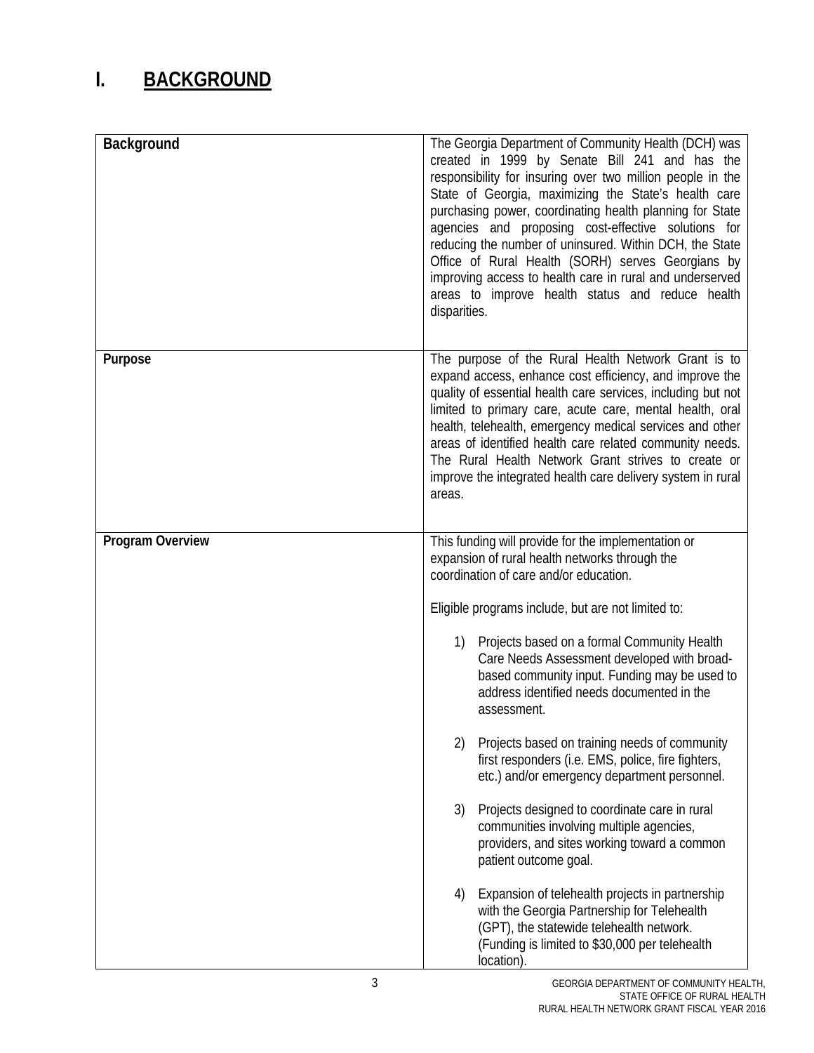# I. BACKGROUND

| Background | The Georgia Department of Community Health (DCH) was created in 1999 by Senate Bill 241 and has the responsibility for insuring over two million people in the State of Georgia, maximizing the State's health care purchasing power, coordinating health planning for State agencies and proposing cost-effective solutions for reducing the number of uninsured. Within DCH, the State Office of Rural Health (SORH) serves Georgians by improving access to health care in rural and underserved areas to improve health status and reduce health disparities. |
|---|---|
| **Purpose** | The purpose of the Rural Health Network Grant is to expand access, enhance cost efficiency, and improve the quality of essential health care services, including but not limited to primary care, acute care, mental health, oral health, telehealth, emergency medical services and other areas of identified health care related community needs. The Rural Health Network Grant strives to create or improve the integrated health care delivery system in rural areas. |
| **Program Overview** | This funding will provide for the implementation or expansion of rural health networks through the coordination of care and/or education.<br><br>Eligible programs include, but are not limited to:<br><br>1) Projects based on a formal Community Health Care Needs Assessment developed with broad-based community input. Funding may be used to address identified needs documented in the assessment.<br><br>2) Projects based on training needs of community first responders (i.e. EMS, police, fire fighters, etc.) and/or emergency department personnel.<br><br>3) Projects designed to coordinate care in rural communities involving multiple agencies, providers, and sites working toward a common patient outcome goal.<br><br>4) Expansion of telehealth projects in partnership with the Georgia Partnership for Telehealth (GPT), the statewide telehealth network. (Funding is limited to $30,000 per telehealth location). |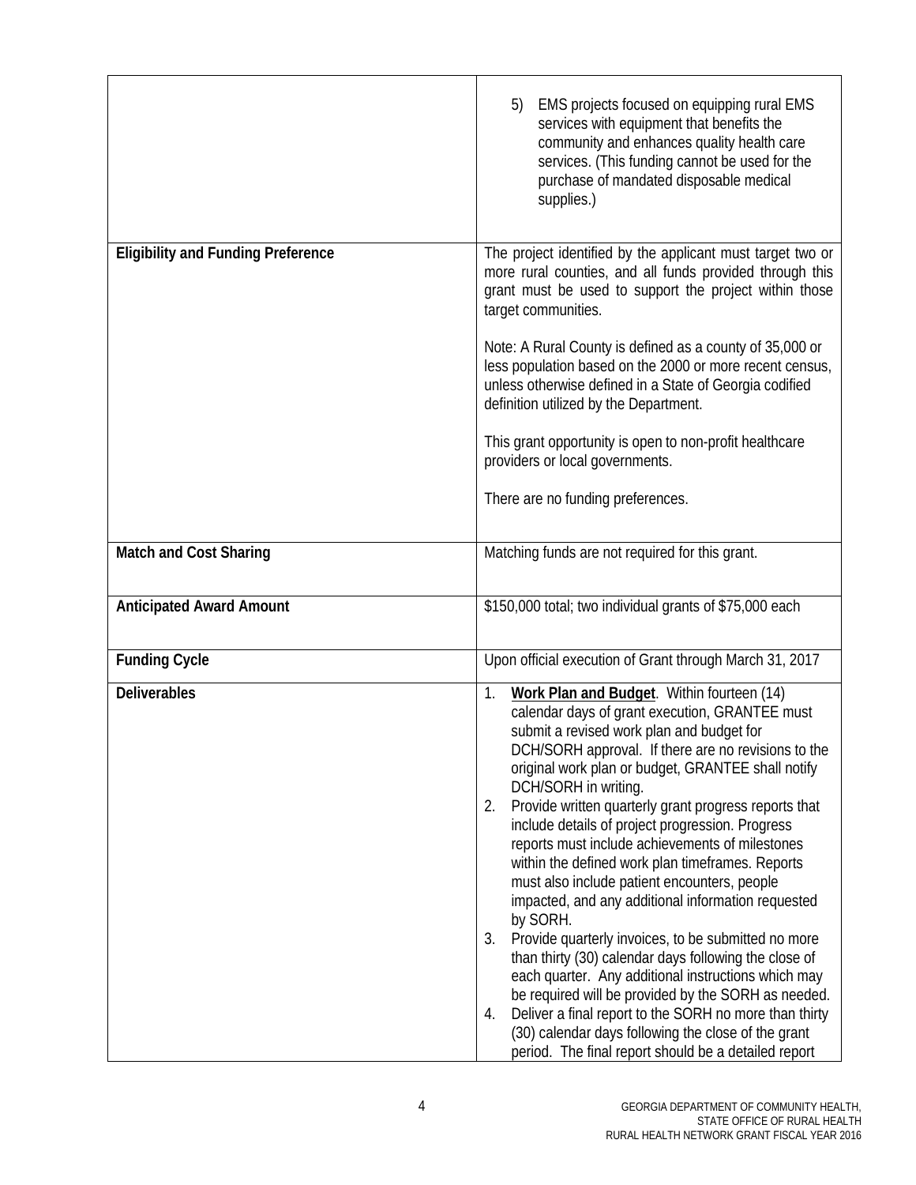| | |
|---|---|
| | 5) EMS projects focused on equipping rural EMS services with equipment that benefits the community and enhances quality health care services. (This funding cannot be used for the purchase of mandated disposable medical supplies.) |
| **Eligibility and Funding Preference** | The project identified by the applicant must target two or more rural counties, and all funds provided through this grant must be used to support the project within those target communities.<br><br>Note: A Rural County is defined as a county of 35,000 or less population based on the 2000 or more recent census, unless otherwise defined in a State of Georgia codified definition utilized by the Department.<br><br>This grant opportunity is open to non-profit healthcare providers or local governments.<br><br>There are no funding preferences. |
| **Match and Cost Sharing** | Matching funds are not required for this grant. |
| **Anticipated Award Amount** | $150,000 total; two individual grants of $75,000 each |
| **Funding Cycle** | Upon official execution of Grant through March 31, 2017 |
| **Deliverables** | 1. <u>**Work Plan and Budget**</u>. Within fourteen (14) calendar days of grant execution, GRANTEE must submit a revised work plan and budget for DCH/SORH approval. If there are no revisions to the original work plan or budget, GRANTEE shall notify DCH/SORH in writing.<br>2. Provide written quarterly grant progress reports that include details of project progression. Progress reports must include achievements of milestones within the defined work plan timeframes. Reports must also include patient encounters, people impacted, and any additional information requested by SORH.<br>3. Provide quarterly invoices, to be submitted no more than thirty (30) calendar days following the close of each quarter. Any additional instructions which may be required will be provided by the SORH as needed.<br>4. Deliver a final report to the SORH no more than thirty (30) calendar days following the close of the grant period. The final report should be a detailed report |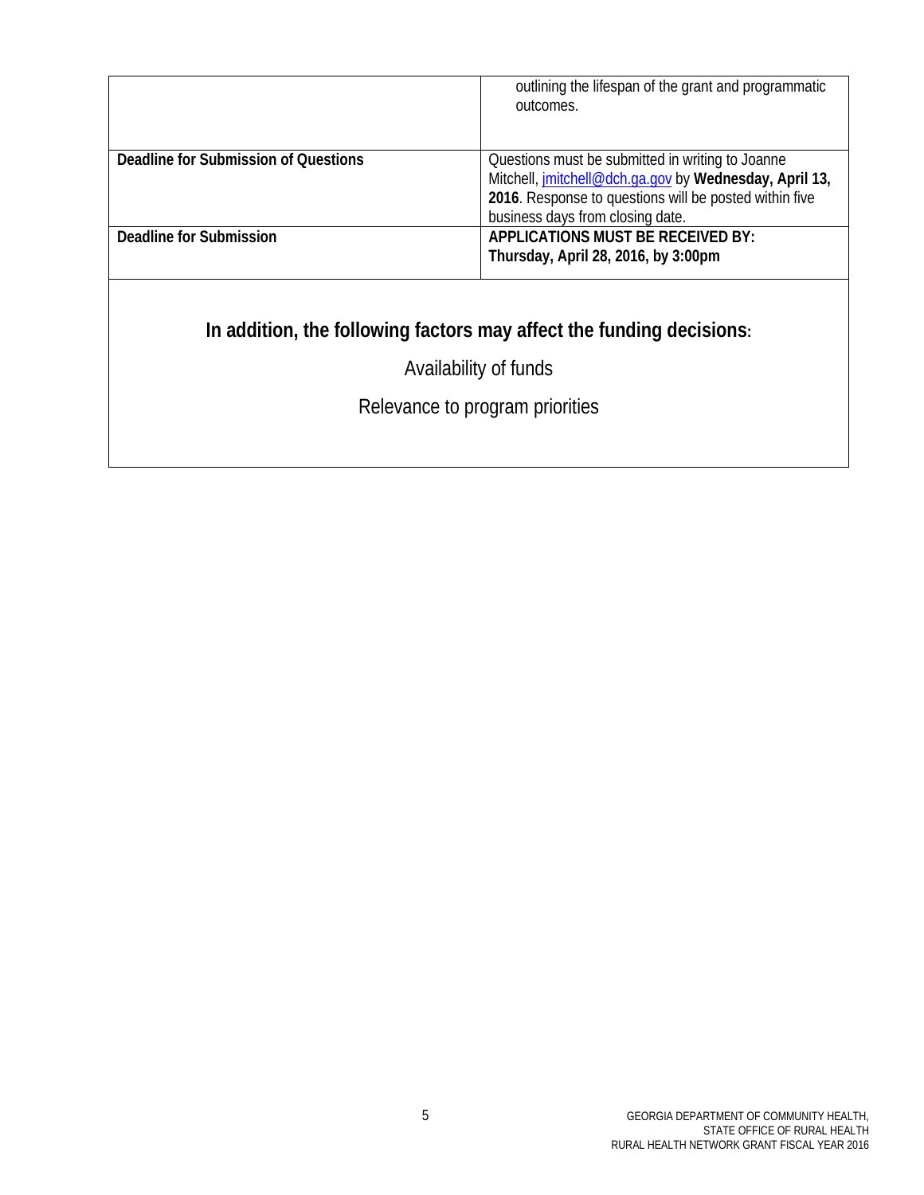| | |
|---|---|
| | outlining the lifespan of the grant and programmatic outcomes. |
| **Deadline for Submission of Questions** | Questions must be submitted in writing to Joanne Mitchell, jmitchell@dch.ga.gov by **Wednesday, April 13, 2016**. Response to questions will be posted within five business days from closing date. |
| **Deadline for Submission** | **APPLICATIONS MUST BE RECEIVED BY: Thursday, April 28, 2016, by 3:00pm** |

## In addition, the following factors may affect the funding decisions:

Availability of funds

Relevance to program priorities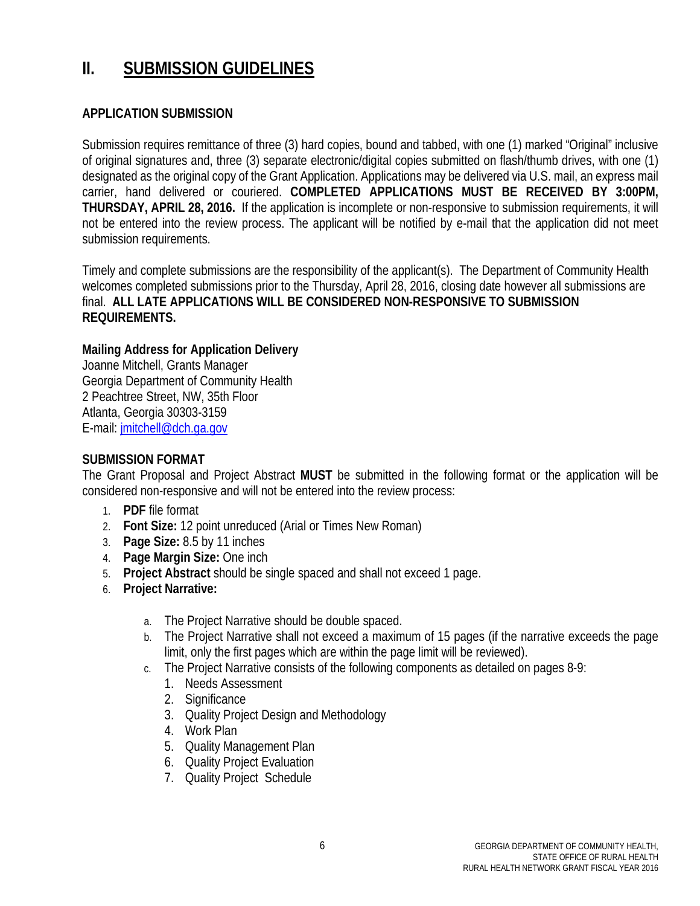# II. SUBMISSION GUIDELINES

### APPLICATION SUBMISSION

Submission requires remittance of three (3) hard copies, bound and tabbed, with one (1) marked "Original" inclusive of original signatures and, three (3) separate electronic/digital copies submitted on flash/thumb drives, with one (1) designated as the original copy of the Grant Application. Applications may be delivered via U.S. mail, an express mail carrier, hand delivered or couriered. **COMPLETED APPLICATIONS MUST BE RECEIVED BY 3:00PM, THURSDAY, APRIL 28, 2016.** If the application is incomplete or non-responsive to submission requirements, it will not be entered into the review process. The applicant will be notified by e-mail that the application did not meet submission requirements.

Timely and complete submissions are the responsibility of the applicant(s). The Department of Community Health welcomes completed submissions prior to the Thursday, April 28, 2016, closing date however all submissions are final. **ALL LATE APPLICATIONS WILL BE CONSIDERED NON-RESPONSIVE TO SUBMISSION REQUIREMENTS.**

**Mailing Address for Application Delivery**
Joanne Mitchell, Grants Manager
Georgia Department of Community Health
2 Peachtree Street, NW, 35th Floor
Atlanta, Georgia 30303-3159
E-mail: jmitchell@dch.ga.gov

### SUBMISSION FORMAT

The Grant Proposal and Project Abstract **MUST** be submitted in the following format or the application will be considered non-responsive and will not be entered into the review process:

1. **PDF** file format
2. **Font Size:** 12 point unreduced (Arial or Times New Roman)
3. **Page Size:** 8.5 by 11 inches
4. **Page Margin Size:** One inch
5. **Project Abstract** should be single spaced and shall not exceed 1 page.
6. **Project Narrative:**
   a. The Project Narrative should be double spaced.
   b. The Project Narrative shall not exceed a maximum of 15 pages (if the narrative exceeds the page limit, only the first pages which are within the page limit will be reviewed).
   c. The Project Narrative consists of the following components as detailed on pages 8-9:
      1. Needs Assessment
      2. Significance
      3. Quality Project Design and Methodology
      4. Work Plan
      5. Quality Management Plan
      6. Quality Project Evaluation
      7. Quality Project Schedule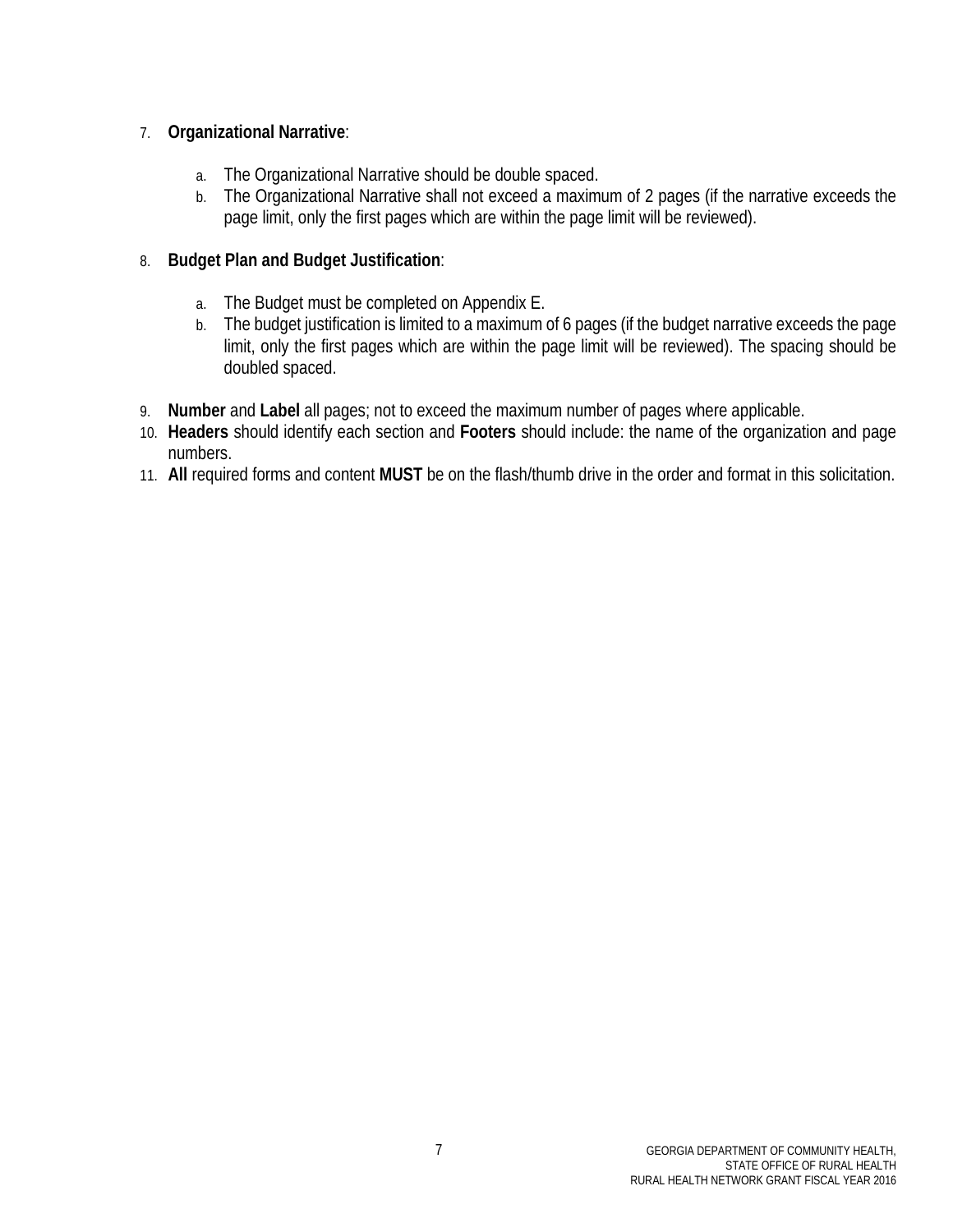7. **Organizational Narrative**:

    a. The Organizational Narrative should be double spaced.
    b. The Organizational Narrative shall not exceed a maximum of 2 pages (if the narrative exceeds the page limit, only the first pages which are within the page limit will be reviewed).

8. **Budget Plan and Budget Justification**:

    a. The Budget must be completed on Appendix E.
    b. The budget justification is limited to a maximum of 6 pages (if the budget narrative exceeds the page limit, only the first pages which are within the page limit will be reviewed). The spacing should be doubled spaced.

9. **Number** and **Label** all pages; not to exceed the maximum number of pages where applicable.
10. **Headers** should identify each section and **Footers** should include: the name of the organization and page numbers.
11. **All** required forms and content **MUST** be on the flash/thumb drive in the order and format in this solicitation.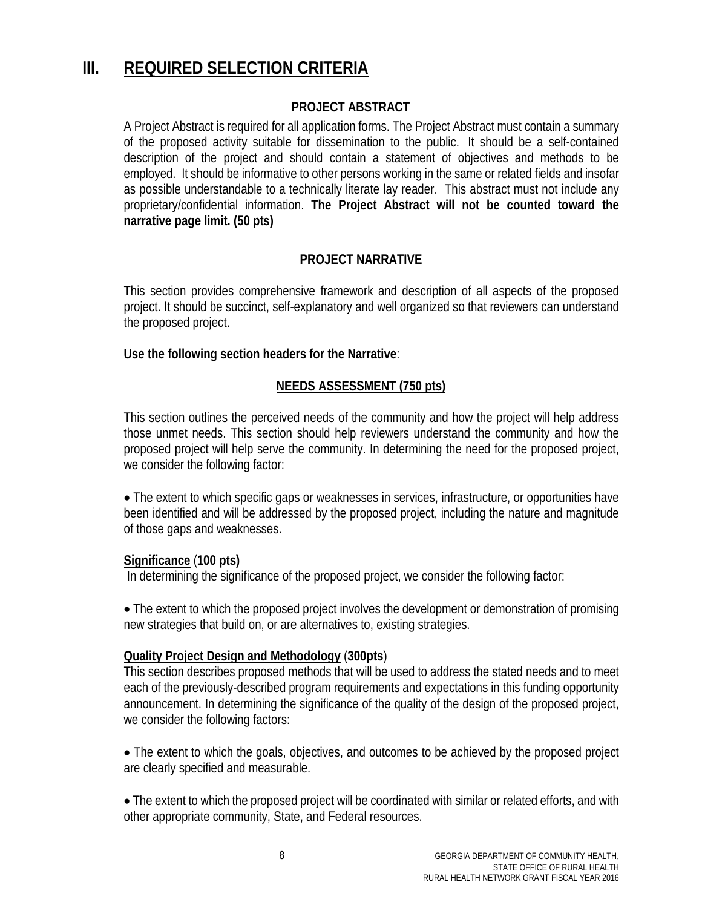# III. REQUIRED SELECTION CRITERIA

### PROJECT ABSTRACT

A Project Abstract is required for all application forms. The Project Abstract must contain a summary of the proposed activity suitable for dissemination to the public. It should be a self-contained description of the project and should contain a statement of objectives and methods to be employed. It should be informative to other persons working in the same or related fields and insofar as possible understandable to a technically literate lay reader. This abstract must not include any proprietary/confidential information. **The Project Abstract will not be counted toward the narrative page limit. (50 pts)**

### PROJECT NARRATIVE

This section provides comprehensive framework and description of all aspects of the proposed project. It should be succinct, self-explanatory and well organized so that reviewers can understand the proposed project.

**Use the following section headers for the Narrative**:

### NEEDS ASSESSMENT (750 pts)

This section outlines the perceived needs of the community and how the project will help address those unmet needs. This section should help reviewers understand the community and how the proposed project will help serve the community. In determining the need for the proposed project, we consider the following factor:

- The extent to which specific gaps or weaknesses in services, infrastructure, or opportunities have been identified and will be addressed by the proposed project, including the nature and magnitude of those gaps and weaknesses.

**Significance** (**100 pts)**

In determining the significance of the proposed project, we consider the following factor:

- The extent to which the proposed project involves the development or demonstration of promising new strategies that build on, or are alternatives to, existing strategies.

**Quality Project Design and Methodology** (**300pts**)

This section describes proposed methods that will be used to address the stated needs and to meet each of the previously-described program requirements and expectations in this funding opportunity announcement. In determining the significance of the quality of the design of the proposed project, we consider the following factors:

- The extent to which the goals, objectives, and outcomes to be achieved by the proposed project are clearly specified and measurable.

- The extent to which the proposed project will be coordinated with similar or related efforts, and with other appropriate community, State, and Federal resources.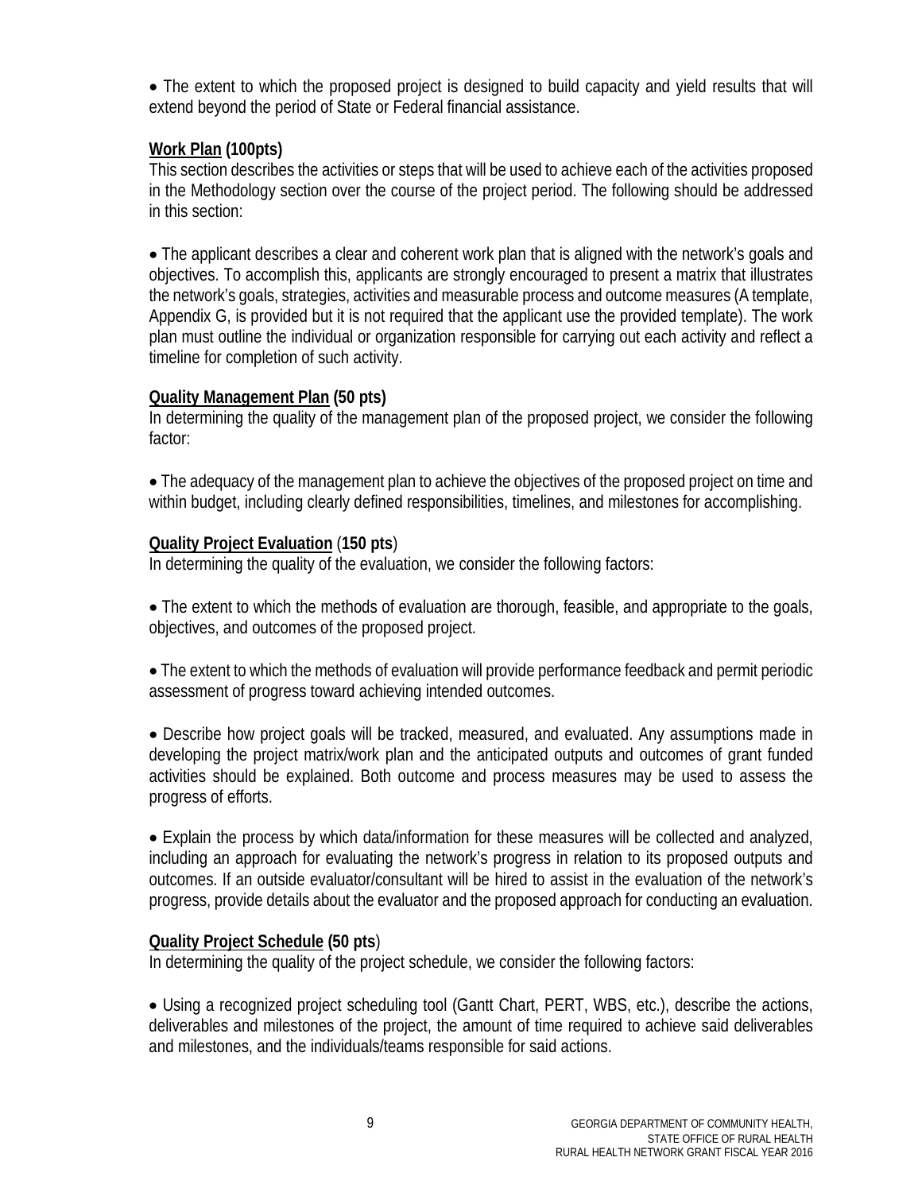- The extent to which the proposed project is designed to build capacity and yield results that will extend beyond the period of State or Federal financial assistance.

**Work Plan (100pts)**

This section describes the activities or steps that will be used to achieve each of the activities proposed in the Methodology section over the course of the project period. The following should be addressed in this section:

- The applicant describes a clear and coherent work plan that is aligned with the network's goals and objectives. To accomplish this, applicants are strongly encouraged to present a matrix that illustrates the network's goals, strategies, activities and measurable process and outcome measures (A template, Appendix G, is provided but it is not required that the applicant use the provided template). The work plan must outline the individual or organization responsible for carrying out each activity and reflect a timeline for completion of such activity.

**Quality Management Plan (50 pts)**

In determining the quality of the management plan of the proposed project, we consider the following factor:

- The adequacy of the management plan to achieve the objectives of the proposed project on time and within budget, including clearly defined responsibilities, timelines, and milestones for accomplishing.

**Quality Project Evaluation (150 pts)**

In determining the quality of the evaluation, we consider the following factors:

- The extent to which the methods of evaluation are thorough, feasible, and appropriate to the goals, objectives, and outcomes of the proposed project.

- The extent to which the methods of evaluation will provide performance feedback and permit periodic assessment of progress toward achieving intended outcomes.

- Describe how project goals will be tracked, measured, and evaluated. Any assumptions made in developing the project matrix/work plan and the anticipated outputs and outcomes of grant funded activities should be explained. Both outcome and process measures may be used to assess the progress of efforts.

- Explain the process by which data/information for these measures will be collected and analyzed, including an approach for evaluating the network's progress in relation to its proposed outputs and outcomes. If an outside evaluator/consultant will be hired to assist in the evaluation of the network's progress, provide details about the evaluator and the proposed approach for conducting an evaluation.

**Quality Project Schedule (50 pts)**

In determining the quality of the project schedule, we consider the following factors:

- Using a recognized project scheduling tool (Gantt Chart, PERT, WBS, etc.), describe the actions, deliverables and milestones of the project, the amount of time required to achieve said deliverables and milestones, and the individuals/teams responsible for said actions.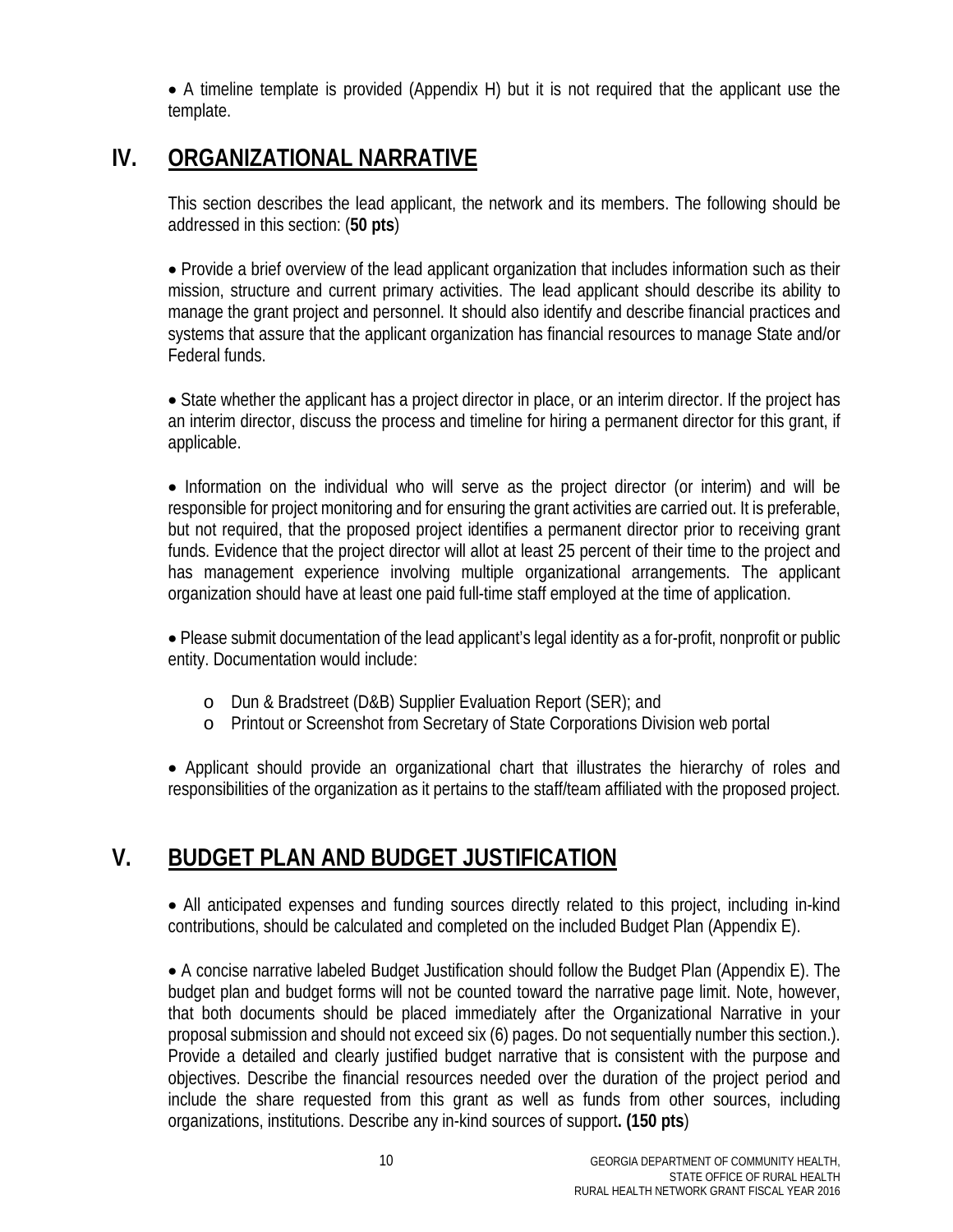- A timeline template is provided (Appendix H) but it is not required that the applicant use the template.

## IV. ORGANIZATIONAL NARRATIVE

This section describes the lead applicant, the network and its members. The following should be addressed in this section: (**50 pts**)

- Provide a brief overview of the lead applicant organization that includes information such as their mission, structure and current primary activities. The lead applicant should describe its ability to manage the grant project and personnel. It should also identify and describe financial practices and systems that assure that the applicant organization has financial resources to manage State and/or Federal funds.

- State whether the applicant has a project director in place, or an interim director. If the project has an interim director, discuss the process and timeline for hiring a permanent director for this grant, if applicable.

- Information on the individual who will serve as the project director (or interim) and will be responsible for project monitoring and for ensuring the grant activities are carried out. It is preferable, but not required, that the proposed project identifies a permanent director prior to receiving grant funds. Evidence that the project director will allot at least 25 percent of their time to the project and has management experience involving multiple organizational arrangements. The applicant organization should have at least one paid full-time staff employed at the time of application.

- Please submit documentation of the lead applicant's legal identity as a for-profit, nonprofit or public entity. Documentation would include:
  - Dun & Bradstreet (D&B) Supplier Evaluation Report (SER); and
  - Printout or Screenshot from Secretary of State Corporations Division web portal

- Applicant should provide an organizational chart that illustrates the hierarchy of roles and responsibilities of the organization as it pertains to the staff/team affiliated with the proposed project.

## V. BUDGET PLAN AND BUDGET JUSTIFICATION

- All anticipated expenses and funding sources directly related to this project, including in-kind contributions, should be calculated and completed on the included Budget Plan (Appendix E).

- A concise narrative labeled Budget Justification should follow the Budget Plan (Appendix E). The budget plan and budget forms will not be counted toward the narrative page limit. Note, however, that both documents should be placed immediately after the Organizational Narrative in your proposal submission and should not exceed six (6) pages. Do not sequentially number this section.). Provide a detailed and clearly justified budget narrative that is consistent with the purpose and objectives. Describe the financial resources needed over the duration of the project period and include the share requested from this grant as well as funds from other sources, including organizations, institutions. Describe any in-kind sources of support**. (150 pts**)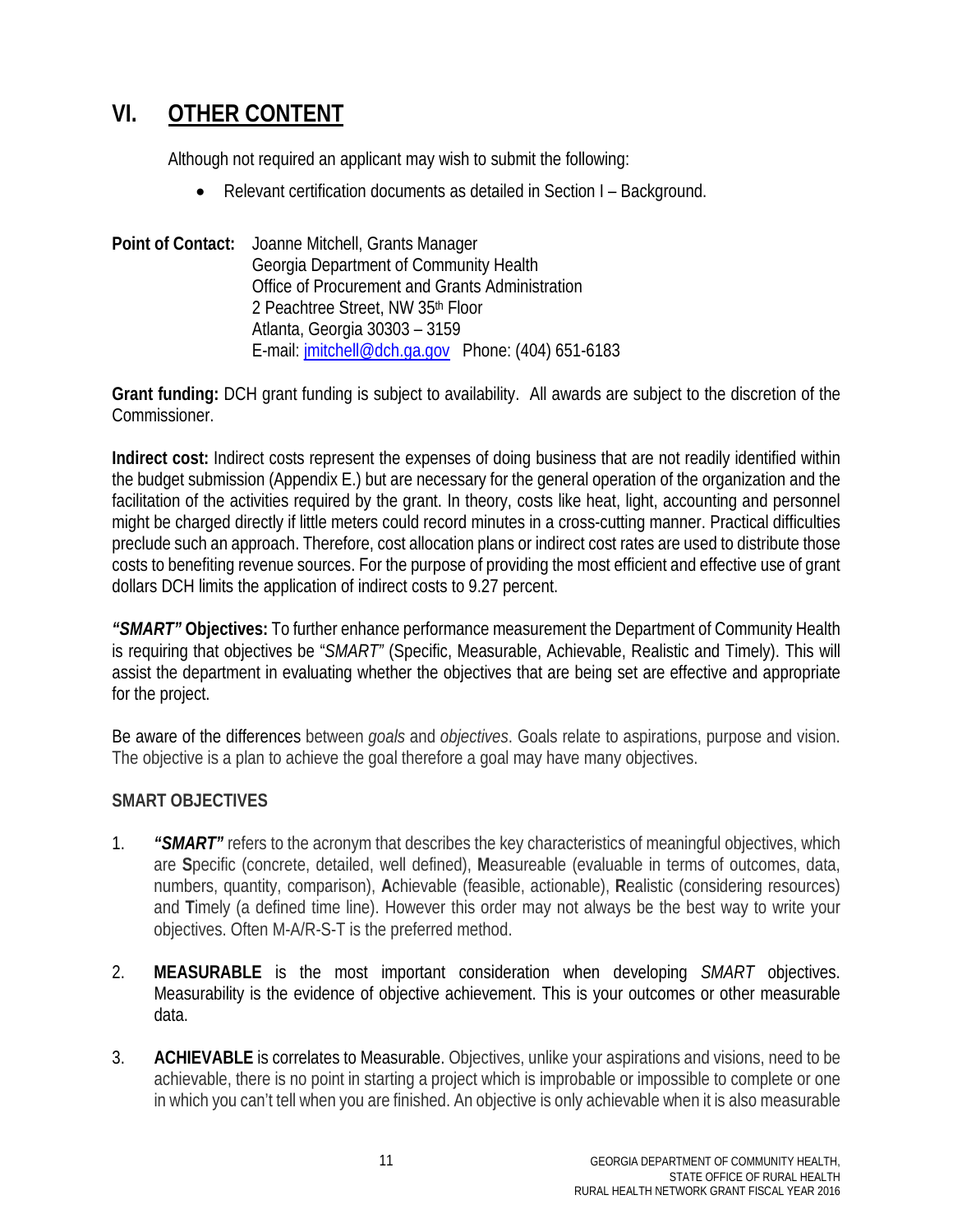## VI. OTHER CONTENT

Although not required an applicant may wish to submit the following:

- Relevant certification documents as detailed in Section I – Background.

**Point of Contact:** Joanne Mitchell, Grants Manager
Georgia Department of Community Health
Office of Procurement and Grants Administration
2 Peachtree Street, NW 35th Floor
Atlanta, Georgia 30303 – 3159
E-mail: jmitchell@dch.ga.gov Phone: (404) 651-6183

**Grant funding:** DCH grant funding is subject to availability. All awards are subject to the discretion of the Commissioner.

**Indirect cost:** Indirect costs represent the expenses of doing business that are not readily identified within the budget submission (Appendix E.) but are necessary for the general operation of the organization and the facilitation of the activities required by the grant. In theory, costs like heat, light, accounting and personnel might be charged directly if little meters could record minutes in a cross-cutting manner. Practical difficulties preclude such an approach. Therefore, cost allocation plans or indirect cost rates are used to distribute those costs to benefiting revenue sources. For the purpose of providing the most efficient and effective use of grant dollars DCH limits the application of indirect costs to 9.27 percent.

***"SMART"* Objectives:** To further enhance performance measurement the Department of Community Health is requiring that objectives be "*SMART*" (Specific, Measurable, Achievable, Realistic and Timely). This will assist the department in evaluating whether the objectives that are being set are effective and appropriate for the project.

Be aware of the differences between *goals* and *objectives*. Goals relate to aspirations, purpose and vision. The objective is a plan to achieve the goal therefore a goal may have many objectives.

### SMART OBJECTIVES

1. ***"SMART"*** refers to the acronym that describes the key characteristics of meaningful objectives, which are **S**pecific (concrete, detailed, well defined), **M**easureable (evaluable in terms of outcomes, data, numbers, quantity, comparison), **A**chievable (feasible, actionable), **R**ealistic (considering resources) and **T**imely (a defined time line). However this order may not always be the best way to write your objectives. Often M-A/R-S-T is the preferred method.

2. **MEASURABLE** is the most important consideration when developing *SMART* objectives. Measurability is the evidence of objective achievement. This is your outcomes or other measurable data.

3. **ACHIEVABLE** is correlates to Measurable. Objectives, unlike your aspirations and visions, need to be achievable, there is no point in starting a project which is improbable or impossible to complete or one in which you can't tell when you are finished. An objective is only achievable when it is also measurable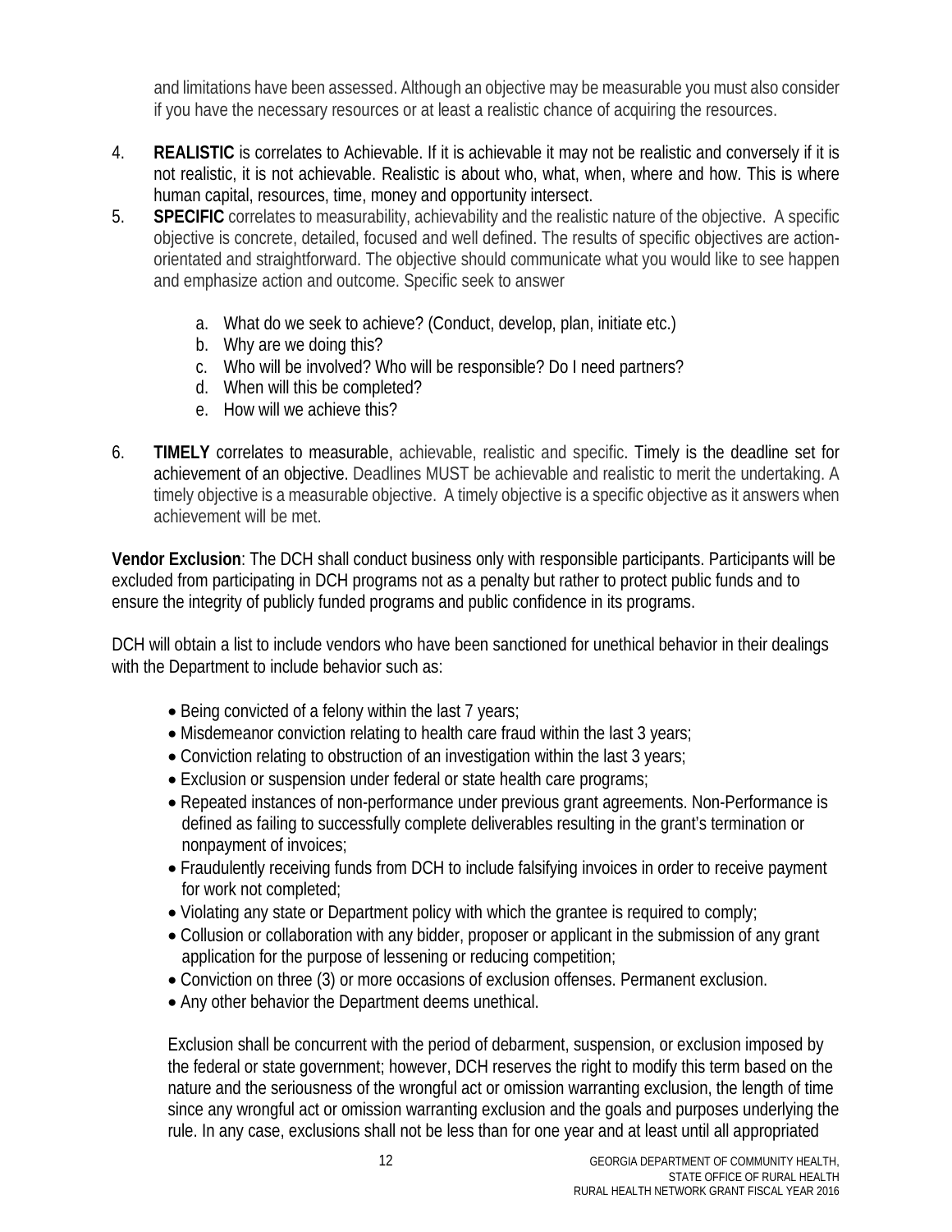and limitations have been assessed. Although an objective may be measurable you must also consider if you have the necessary resources or at least a realistic chance of acquiring the resources.

4. **REALISTIC** is correlates to Achievable. If it is achievable it may not be realistic and conversely if it is not realistic, it is not achievable. Realistic is about who, what, when, where and how. This is where human capital, resources, time, money and opportunity intersect.
5. **SPECIFIC** correlates to measurability, achievability and the realistic nature of the objective. A specific objective is concrete, detailed, focused and well defined. The results of specific objectives are action-orientated and straightforward. The objective should communicate what you would like to see happen and emphasize action and outcome. Specific seek to answer

   a. What do we seek to achieve? (Conduct, develop, plan, initiate etc.)
   b. Why are we doing this?
   c. Who will be involved? Who will be responsible? Do I need partners?
   d. When will this be completed?
   e. How will we achieve this?

6. **TIMELY** correlates to measurable, achievable, realistic and specific. Timely is the deadline set for achievement of an objective. Deadlines MUST be achievable and realistic to merit the undertaking. A timely objective is a measurable objective. A timely objective is a specific objective as it answers when achievement will be met.

**Vendor Exclusion**: The DCH shall conduct business only with responsible participants. Participants will be excluded from participating in DCH programs not as a penalty but rather to protect public funds and to ensure the integrity of publicly funded programs and public confidence in its programs.

DCH will obtain a list to include vendors who have been sanctioned for unethical behavior in their dealings with the Department to include behavior such as:

- Being convicted of a felony within the last 7 years;
- Misdemeanor conviction relating to health care fraud within the last 3 years;
- Conviction relating to obstruction of an investigation within the last 3 years;
- Exclusion or suspension under federal or state health care programs;
- Repeated instances of non-performance under previous grant agreements. Non-Performance is defined as failing to successfully complete deliverables resulting in the grant's termination or nonpayment of invoices;
- Fraudulently receiving funds from DCH to include falsifying invoices in order to receive payment for work not completed;
- Violating any state or Department policy with which the grantee is required to comply;
- Collusion or collaboration with any bidder, proposer or applicant in the submission of any grant application for the purpose of lessening or reducing competition;
- Conviction on three (3) or more occasions of exclusion offenses. Permanent exclusion.
- Any other behavior the Department deems unethical.

Exclusion shall be concurrent with the period of debarment, suspension, or exclusion imposed by the federal or state government; however, DCH reserves the right to modify this term based on the nature and the seriousness of the wrongful act or omission warranting exclusion, the length of time since any wrongful act or omission warranting exclusion and the goals and purposes underlying the rule. In any case, exclusions shall not be less than for one year and at least until all appropriated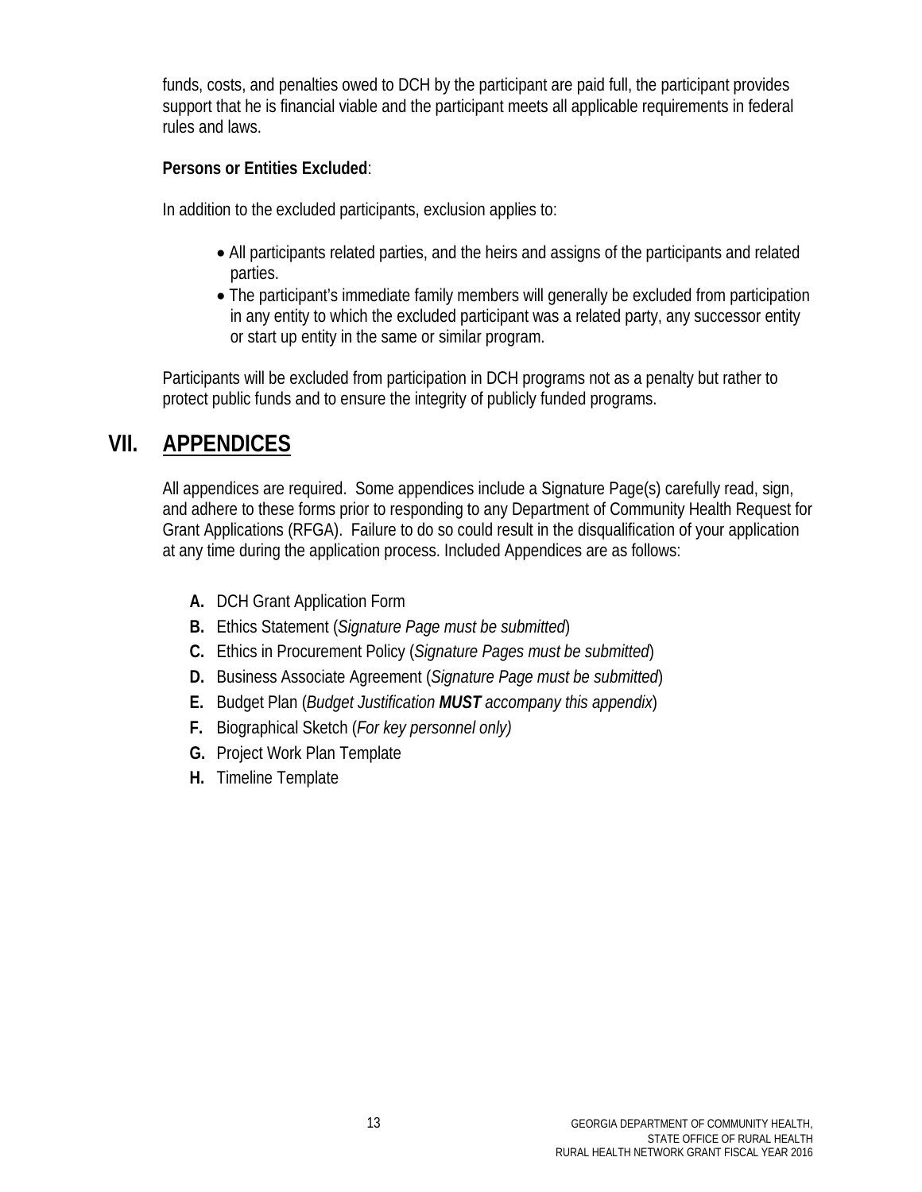funds, costs, and penalties owed to DCH by the participant are paid full, the participant provides support that he is financial viable and the participant meets all applicable requirements in federal rules and laws.

**Persons or Entities Excluded**:

In addition to the excluded participants, exclusion applies to:

- All participants related parties, and the heirs and assigns of the participants and related parties.
- The participant's immediate family members will generally be excluded from participation in any entity to which the excluded participant was a related party, any successor entity or start up entity in the same or similar program.

Participants will be excluded from participation in DCH programs not as a penalty but rather to protect public funds and to ensure the integrity of publicly funded programs.

## VII. APPENDICES

All appendices are required. Some appendices include a Signature Page(s) carefully read, sign, and adhere to these forms prior to responding to any Department of Community Health Request for Grant Applications (RFGA). Failure to do so could result in the disqualification of your application at any time during the application process. Included Appendices are as follows:

- **A.** DCH Grant Application Form
- **B.** Ethics Statement (*Signature Page must be submitted*)
- **C.** Ethics in Procurement Policy (*Signature Pages must be submitted*)
- **D.** Business Associate Agreement (*Signature Page must be submitted*)
- **E.** Budget Plan (*Budget Justification **MUST** accompany this appendix*)
- **F.** Biographical Sketch (*For key personnel only)*
- **G.** Project Work Plan Template
- **H.** Timeline Template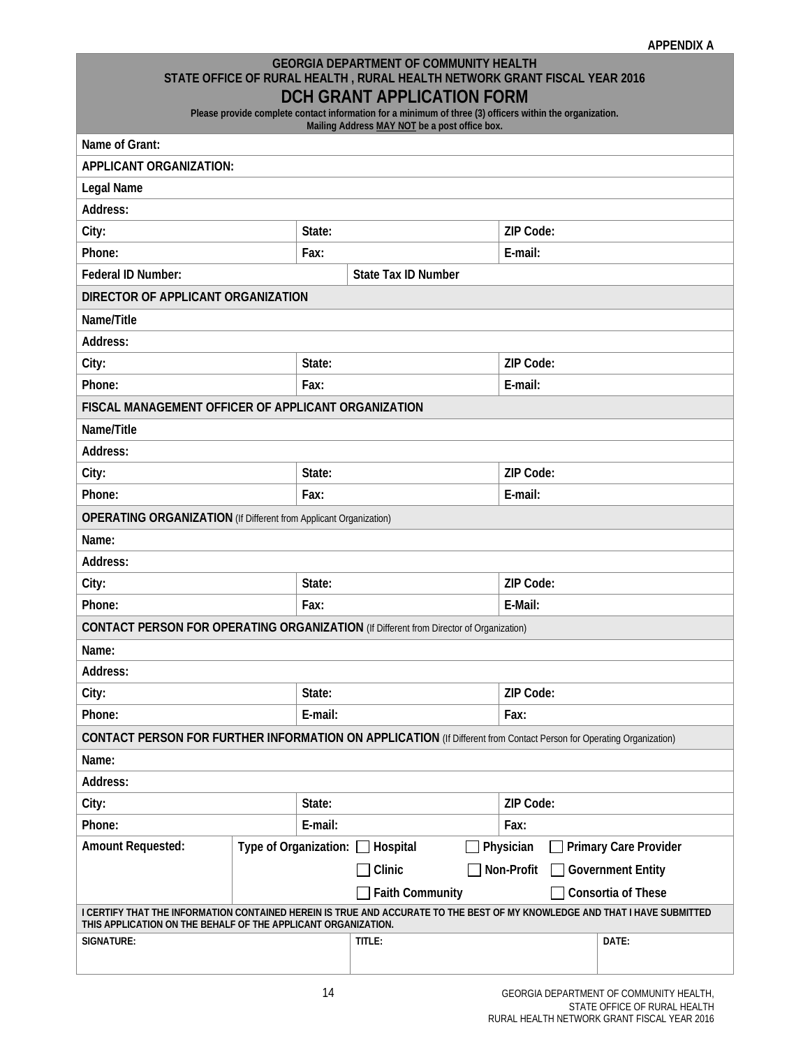APPENDIX A

**GEORGIA DEPARTMENT OF COMMUNITY HEALTH**
**STATE OFFICE OF RURAL HEALTH , RURAL HEALTH NETWORK GRANT FISCAL YEAR 2016**

# DCH GRANT APPLICATION FORM

**Please provide complete contact information for a minimum of three (3) officers within the organization.**
**Mailing Address MAY NOT be a post office box.**

| | | | |
|---|---|---|---|
| **Name of Grant:** | | | |
| **APPLICANT ORGANIZATION:** | | | |
| **Legal Name** | | | |
| **Address:** | | | |
| **City:** | **State:** | | **ZIP Code:** |
| **Phone:** | **Fax:** | | **E-mail:** |
| **Federal ID Number:** | | **State Tax ID Number** | |
| **DIRECTOR OF APPLICANT ORGANIZATION** | | | |
| **Name/Title** | | | |
| **Address:** | | | |
| **City:** | **State:** | | **ZIP Code:** |
| **Phone:** | **Fax:** | | **E-mail:** |
| **FISCAL MANAGEMENT OFFICER OF APPLICANT ORGANIZATION** | | | |
| **Name/Title** | | | |
| **Address:** | | | |
| **City:** | **State:** | | **ZIP Code:** |
| **Phone:** | **Fax:** | | **E-mail:** |
| **OPERATING ORGANIZATION** (If Different from Applicant Organization) | | | |
| **Name:** | | | |
| **Address:** | | | |
| **City:** | **State:** | | **ZIP Code:** |
| **Phone:** | **Fax:** | | **E-Mail:** |
| **CONTACT PERSON FOR OPERATING ORGANIZATION** (If Different from Director of Organization) | | | |
| **Name:** | | | |
| **Address:** | | | |
| **City:** | **State:** | | **ZIP Code:** |
| **Phone:** | **E-mail:** | | **Fax:** |
| **CONTACT PERSON FOR FURTHER INFORMATION ON APPLICATION** (If Different from Contact Person for Operating Organization) | | | |
| **Name:** | | | |
| **Address:** | | | |
| **City:** | **State:** | | **ZIP Code:** |
| **Phone:** | **E-mail:** | | **Fax:** |

| **Amount Requested:** | **Type of Organization:** | | | |
|---|---|---|---|---|
| | | ☐ **Hospital** | ☐ **Physician** | ☐ **Primary Care Provider** |
| | | ☐ **Clinic** | ☐ **Non-Profit** | ☐ **Government Entity** |
| | | ☐ **Faith Community** | | ☐ **Consortia of These** |

**I CERTIFY THAT THE INFORMATION CONTAINED HEREIN IS TRUE AND ACCURATE TO THE BEST OF MY KNOWLEDGE AND THAT I HAVE SUBMITTED THIS APPLICATION ON THE BEHALF OF THE APPLICANT ORGANIZATION.**

| **SIGNATURE:** | **TITLE:** | **DATE:** |
|---|---|---|
| | | |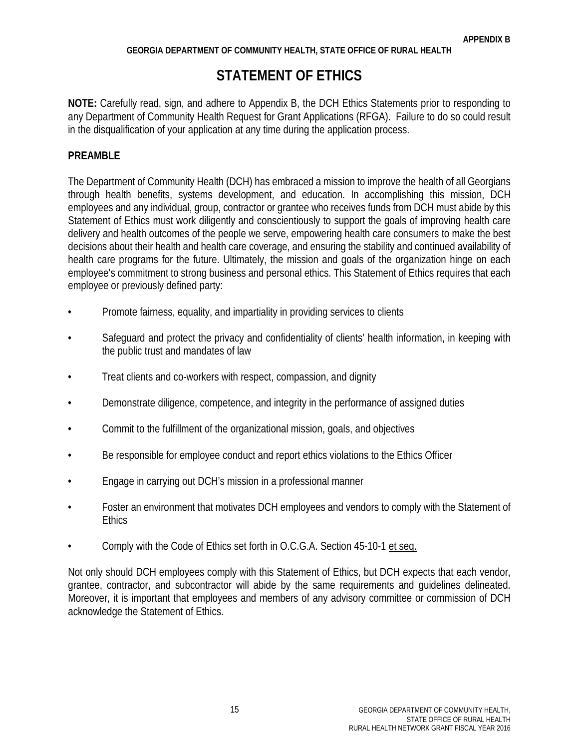**APPENDIX B**

**GEORGIA DEPARTMENT OF COMMUNITY HEALTH, STATE OFFICE OF RURAL HEALTH**

# STATEMENT OF ETHICS

**NOTE:** Carefully read, sign, and adhere to Appendix B, the DCH Ethics Statements prior to responding to any Department of Community Health Request for Grant Applications (RFGA). Failure to do so could result in the disqualification of your application at any time during the application process.

## PREAMBLE

The Department of Community Health (DCH) has embraced a mission to improve the health of all Georgians through health benefits, systems development, and education. In accomplishing this mission, DCH employees and any individual, group, contractor or grantee who receives funds from DCH must abide by this Statement of Ethics must work diligently and conscientiously to support the goals of improving health care delivery and health outcomes of the people we serve, empowering health care consumers to make the best decisions about their health and health care coverage, and ensuring the stability and continued availability of health care programs for the future. Ultimately, the mission and goals of the organization hinge on each employee's commitment to strong business and personal ethics. This Statement of Ethics requires that each employee or previously defined party:

- Promote fairness, equality, and impartiality in providing services to clients
- Safeguard and protect the privacy and confidentiality of clients' health information, in keeping with the public trust and mandates of law
- Treat clients and co-workers with respect, compassion, and dignity
- Demonstrate diligence, competence, and integrity in the performance of assigned duties
- Commit to the fulfillment of the organizational mission, goals, and objectives
- Be responsible for employee conduct and report ethics violations to the Ethics Officer
- Engage in carrying out DCH's mission in a professional manner
- Foster an environment that motivates DCH employees and vendors to comply with the Statement of Ethics
- Comply with the Code of Ethics set forth in O.C.G.A. Section 45-10-1 et seq.

Not only should DCH employees comply with this Statement of Ethics, but DCH expects that each vendor, grantee, contractor, and subcontractor will abide by the same requirements and guidelines delineated. Moreover, it is important that employees and members of any advisory committee or commission of DCH acknowledge the Statement of Ethics.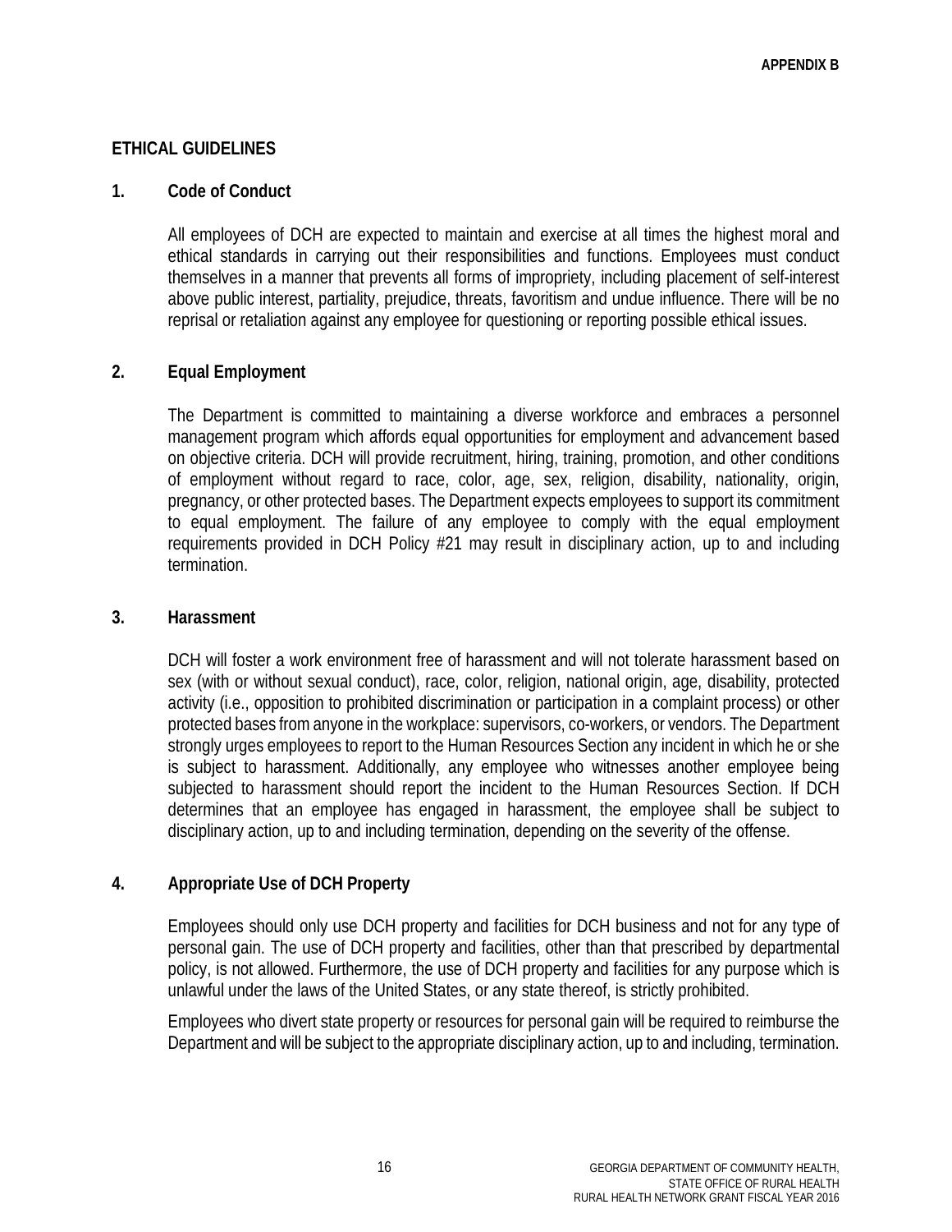APPENDIX B

## ETHICAL GUIDELINES

### 1. Code of Conduct

All employees of DCH are expected to maintain and exercise at all times the highest moral and ethical standards in carrying out their responsibilities and functions. Employees must conduct themselves in a manner that prevents all forms of impropriety, including placement of self-interest above public interest, partiality, prejudice, threats, favoritism and undue influence. There will be no reprisal or retaliation against any employee for questioning or reporting possible ethical issues.

### 2. Equal Employment

The Department is committed to maintaining a diverse workforce and embraces a personnel management program which affords equal opportunities for employment and advancement based on objective criteria. DCH will provide recruitment, hiring, training, promotion, and other conditions of employment without regard to race, color, age, sex, religion, disability, nationality, origin, pregnancy, or other protected bases. The Department expects employees to support its commitment to equal employment. The failure of any employee to comply with the equal employment requirements provided in DCH Policy #21 may result in disciplinary action, up to and including termination.

### 3. Harassment

DCH will foster a work environment free of harassment and will not tolerate harassment based on sex (with or without sexual conduct), race, color, religion, national origin, age, disability, protected activity (i.e., opposition to prohibited discrimination or participation in a complaint process) or other protected bases from anyone in the workplace: supervisors, co-workers, or vendors. The Department strongly urges employees to report to the Human Resources Section any incident in which he or she is subject to harassment. Additionally, any employee who witnesses another employee being subjected to harassment should report the incident to the Human Resources Section. If DCH determines that an employee has engaged in harassment, the employee shall be subject to disciplinary action, up to and including termination, depending on the severity of the offense.

### 4. Appropriate Use of DCH Property

Employees should only use DCH property and facilities for DCH business and not for any type of personal gain. The use of DCH property and facilities, other than that prescribed by departmental policy, is not allowed. Furthermore, the use of DCH property and facilities for any purpose which is unlawful under the laws of the United States, or any state thereof, is strictly prohibited.

Employees who divert state property or resources for personal gain will be required to reimburse the Department and will be subject to the appropriate disciplinary action, up to and including, termination.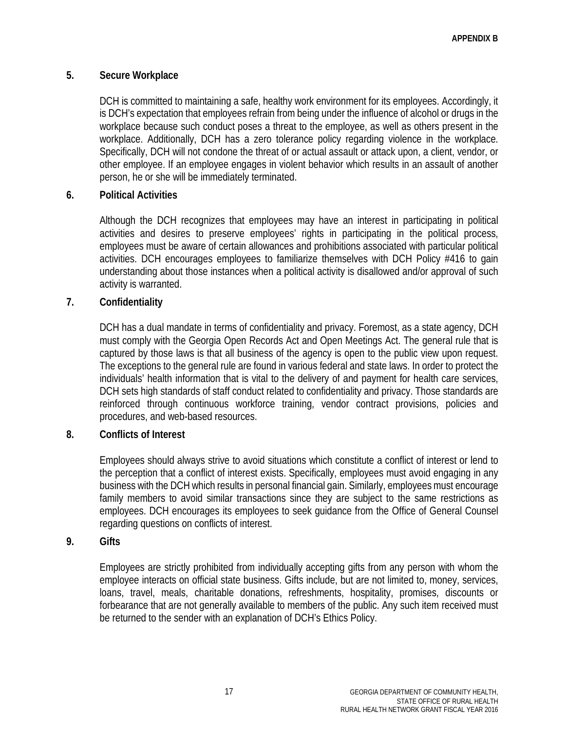**APPENDIX B**

**5. Secure Workplace**

DCH is committed to maintaining a safe, healthy work environment for its employees. Accordingly, it is DCH's expectation that employees refrain from being under the influence of alcohol or drugs in the workplace because such conduct poses a threat to the employee, as well as others present in the workplace. Additionally, DCH has a zero tolerance policy regarding violence in the workplace. Specifically, DCH will not condone the threat of or actual assault or attack upon, a client, vendor, or other employee. If an employee engages in violent behavior which results in an assault of another person, he or she will be immediately terminated.

**6. Political Activities**

Although the DCH recognizes that employees may have an interest in participating in political activities and desires to preserve employees' rights in participating in the political process, employees must be aware of certain allowances and prohibitions associated with particular political activities. DCH encourages employees to familiarize themselves with DCH Policy #416 to gain understanding about those instances when a political activity is disallowed and/or approval of such activity is warranted.

**7. Confidentiality**

DCH has a dual mandate in terms of confidentiality and privacy. Foremost, as a state agency, DCH must comply with the Georgia Open Records Act and Open Meetings Act. The general rule that is captured by those laws is that all business of the agency is open to the public view upon request. The exceptions to the general rule are found in various federal and state laws. In order to protect the individuals' health information that is vital to the delivery of and payment for health care services, DCH sets high standards of staff conduct related to confidentiality and privacy. Those standards are reinforced through continuous workforce training, vendor contract provisions, policies and procedures, and web-based resources.

**8. Conflicts of Interest**

Employees should always strive to avoid situations which constitute a conflict of interest or lend to the perception that a conflict of interest exists. Specifically, employees must avoid engaging in any business with the DCH which results in personal financial gain. Similarly, employees must encourage family members to avoid similar transactions since they are subject to the same restrictions as employees. DCH encourages its employees to seek guidance from the Office of General Counsel regarding questions on conflicts of interest.

**9. Gifts**

Employees are strictly prohibited from individually accepting gifts from any person with whom the employee interacts on official state business. Gifts include, but are not limited to, money, services, loans, travel, meals, charitable donations, refreshments, hospitality, promises, discounts or forbearance that are not generally available to members of the public. Any such item received must be returned to the sender with an explanation of DCH's Ethics Policy.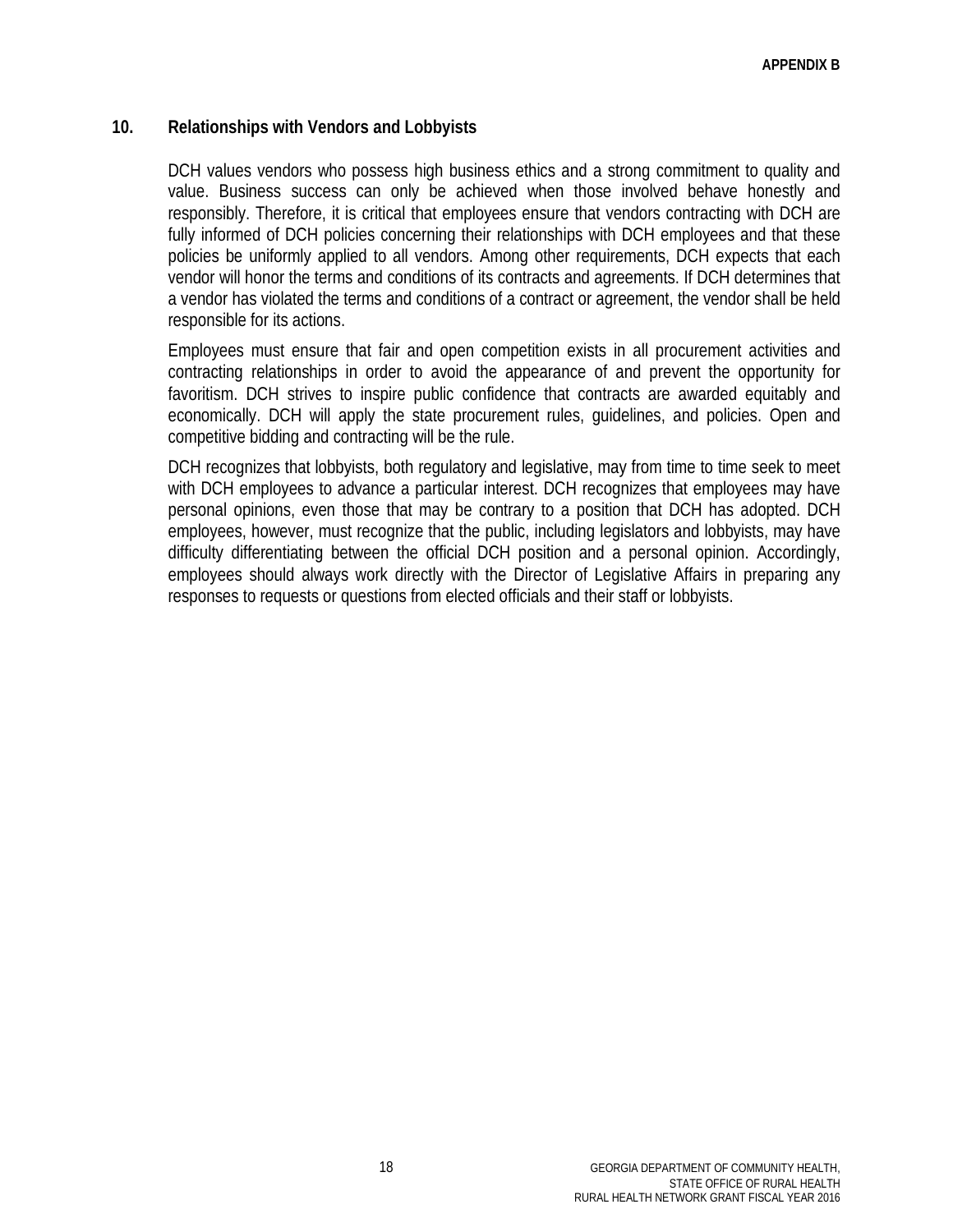## 10. Relationships with Vendors and Lobbyists

DCH values vendors who possess high business ethics and a strong commitment to quality and value. Business success can only be achieved when those involved behave honestly and responsibly. Therefore, it is critical that employees ensure that vendors contracting with DCH are fully informed of DCH policies concerning their relationships with DCH employees and that these policies be uniformly applied to all vendors. Among other requirements, DCH expects that each vendor will honor the terms and conditions of its contracts and agreements. If DCH determines that a vendor has violated the terms and conditions of a contract or agreement, the vendor shall be held responsible for its actions.

Employees must ensure that fair and open competition exists in all procurement activities and contracting relationships in order to avoid the appearance of and prevent the opportunity for favoritism. DCH strives to inspire public confidence that contracts are awarded equitably and economically. DCH will apply the state procurement rules, guidelines, and policies. Open and competitive bidding and contracting will be the rule.

DCH recognizes that lobbyists, both regulatory and legislative, may from time to time seek to meet with DCH employees to advance a particular interest. DCH recognizes that employees may have personal opinions, even those that may be contrary to a position that DCH has adopted. DCH employees, however, must recognize that the public, including legislators and lobbyists, may have difficulty differentiating between the official DCH position and a personal opinion. Accordingly, employees should always work directly with the Director of Legislative Affairs in preparing any responses to requests or questions from elected officials and their staff or lobbyists.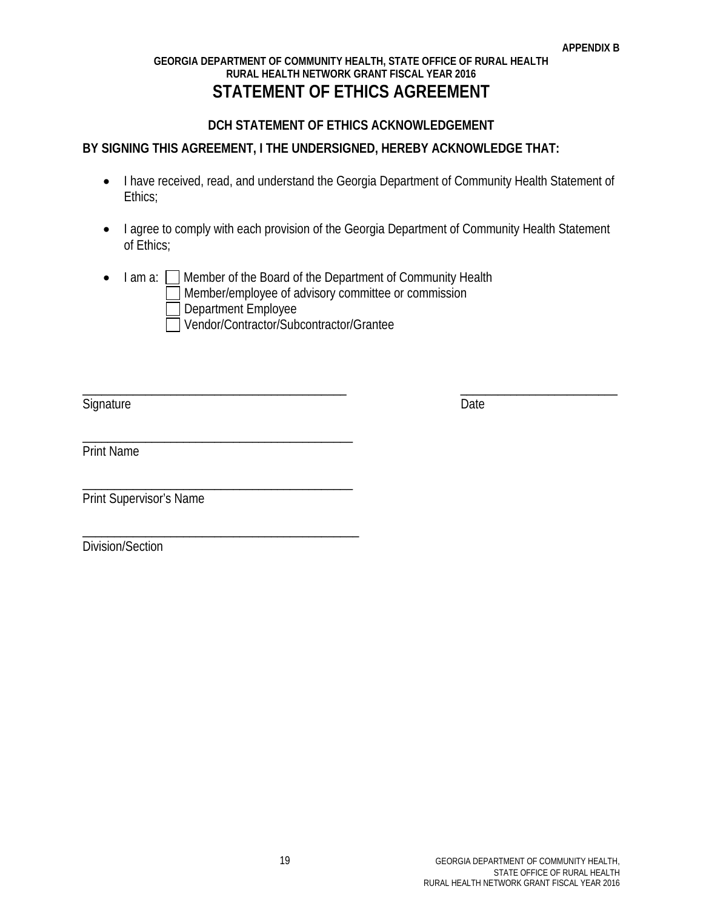APPENDIX B

GEORGIA DEPARTMENT OF COMMUNITY HEALTH, STATE OFFICE OF RURAL HEALTH
RURAL HEALTH NETWORK GRANT FISCAL YEAR 2016

# STATEMENT OF ETHICS AGREEMENT

## DCH STATEMENT OF ETHICS ACKNOWLEDGEMENT

**BY SIGNING THIS AGREEMENT, I THE UNDERSIGNED, HEREBY ACKNOWLEDGE THAT:**

- I have received, read, and understand the Georgia Department of Community Health Statement of Ethics;
- I agree to comply with each provision of the Georgia Department of Community Health Statement of Ethics;
- I am a:
  - ☐ Member of the Board of the Department of Community Health
  - ☐ Member/employee of advisory committee or commission
  - ☐ Department Employee
  - ☐ Vendor/Contractor/Subcontractor/Grantee

_____________________________________________ _____________________________

Signature Date

_____________________________________________

Print Name

_____________________________________________

Print Supervisor's Name

_____________________________________________

Division/Section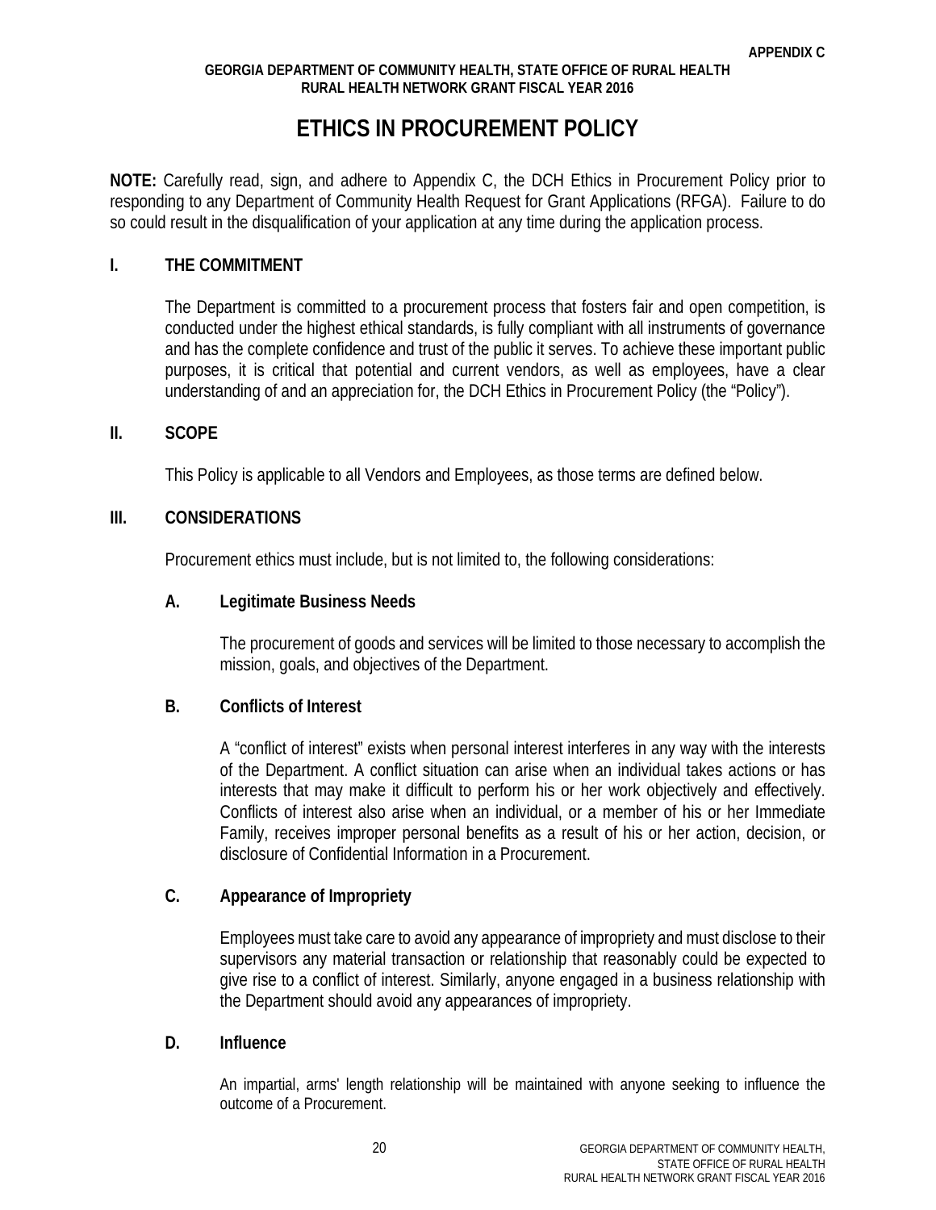# ETHICS IN PROCUREMENT POLICY

**NOTE:** Carefully read, sign, and adhere to Appendix C, the DCH Ethics in Procurement Policy prior to responding to any Department of Community Health Request for Grant Applications (RFGA). Failure to do so could result in the disqualification of your application at any time during the application process.

## I. THE COMMITMENT

The Department is committed to a procurement process that fosters fair and open competition, is conducted under the highest ethical standards, is fully compliant with all instruments of governance and has the complete confidence and trust of the public it serves. To achieve these important public purposes, it is critical that potential and current vendors, as well as employees, have a clear understanding of and an appreciation for, the DCH Ethics in Procurement Policy (the "Policy").

## II. SCOPE

This Policy is applicable to all Vendors and Employees, as those terms are defined below.

## III. CONSIDERATIONS

Procurement ethics must include, but is not limited to, the following considerations:

### A. Legitimate Business Needs

The procurement of goods and services will be limited to those necessary to accomplish the mission, goals, and objectives of the Department.

### B. Conflicts of Interest

A "conflict of interest" exists when personal interest interferes in any way with the interests of the Department. A conflict situation can arise when an individual takes actions or has interests that may make it difficult to perform his or her work objectively and effectively. Conflicts of interest also arise when an individual, or a member of his or her Immediate Family, receives improper personal benefits as a result of his or her action, decision, or disclosure of Confidential Information in a Procurement.

### C. Appearance of Impropriety

Employees must take care to avoid any appearance of impropriety and must disclose to their supervisors any material transaction or relationship that reasonably could be expected to give rise to a conflict of interest. Similarly, anyone engaged in a business relationship with the Department should avoid any appearances of impropriety.

### D. Influence

An impartial, arms' length relationship will be maintained with anyone seeking to influence the outcome of a Procurement.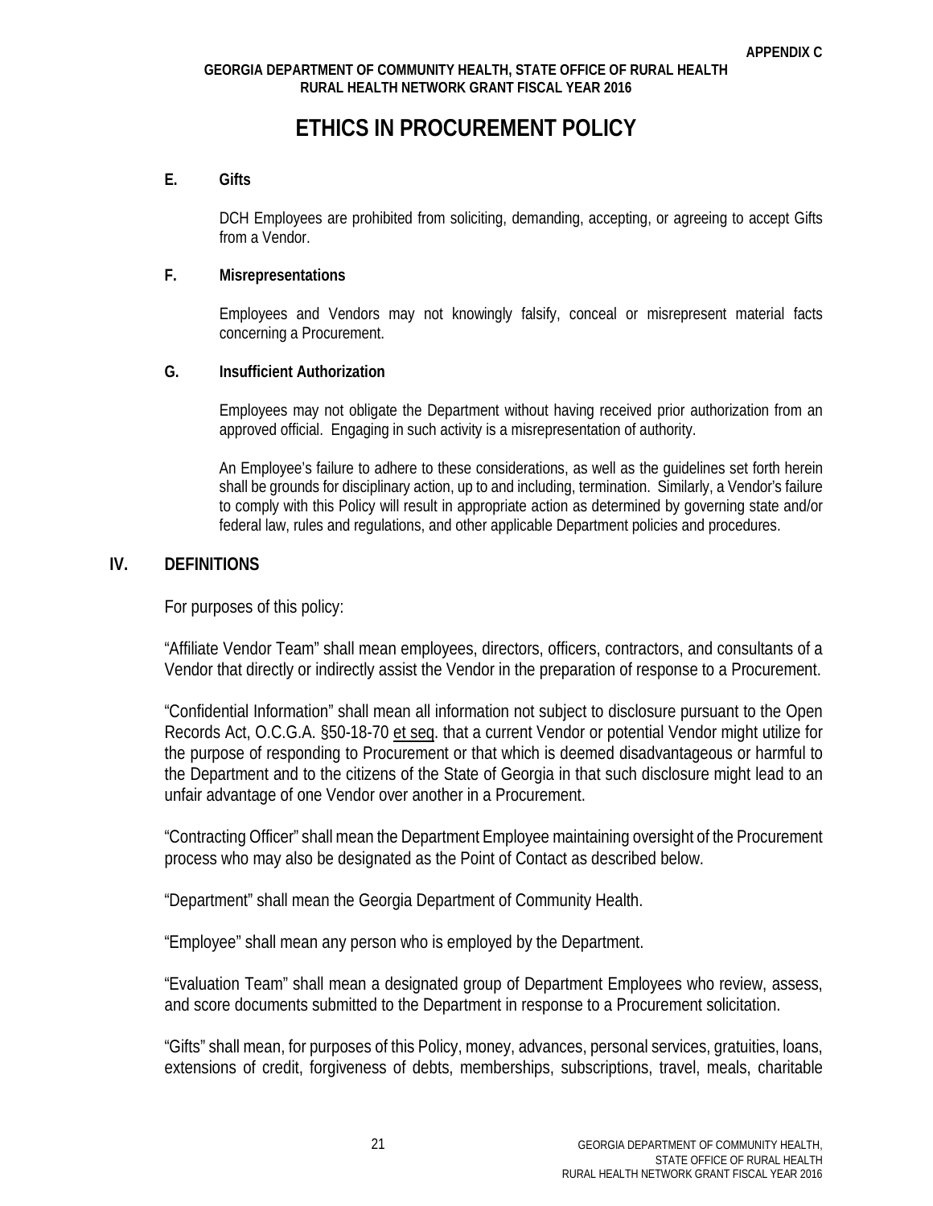# ETHICS IN PROCUREMENT POLICY

### E. Gifts

DCH Employees are prohibited from soliciting, demanding, accepting, or agreeing to accept Gifts from a Vendor.

### F. Misrepresentations

Employees and Vendors may not knowingly falsify, conceal or misrepresent material facts concerning a Procurement.

### G. Insufficient Authorization

Employees may not obligate the Department without having received prior authorization from an approved official. Engaging in such activity is a misrepresentation of authority.

An Employee's failure to adhere to these considerations, as well as the guidelines set forth herein shall be grounds for disciplinary action, up to and including, termination. Similarly, a Vendor's failure to comply with this Policy will result in appropriate action as determined by governing state and/or federal law, rules and regulations, and other applicable Department policies and procedures.

## IV. DEFINITIONS

For purposes of this policy:

"Affiliate Vendor Team" shall mean employees, directors, officers, contractors, and consultants of a Vendor that directly or indirectly assist the Vendor in the preparation of response to a Procurement.

"Confidential Information" shall mean all information not subject to disclosure pursuant to the Open Records Act, O.C.G.A. §50-18-70 et seq. that a current Vendor or potential Vendor might utilize for the purpose of responding to Procurement or that which is deemed disadvantageous or harmful to the Department and to the citizens of the State of Georgia in that such disclosure might lead to an unfair advantage of one Vendor over another in a Procurement.

"Contracting Officer" shall mean the Department Employee maintaining oversight of the Procurement process who may also be designated as the Point of Contact as described below.

"Department" shall mean the Georgia Department of Community Health.

"Employee" shall mean any person who is employed by the Department.

"Evaluation Team" shall mean a designated group of Department Employees who review, assess, and score documents submitted to the Department in response to a Procurement solicitation.

"Gifts" shall mean, for purposes of this Policy, money, advances, personal services, gratuities, loans, extensions of credit, forgiveness of debts, memberships, subscriptions, travel, meals, charitable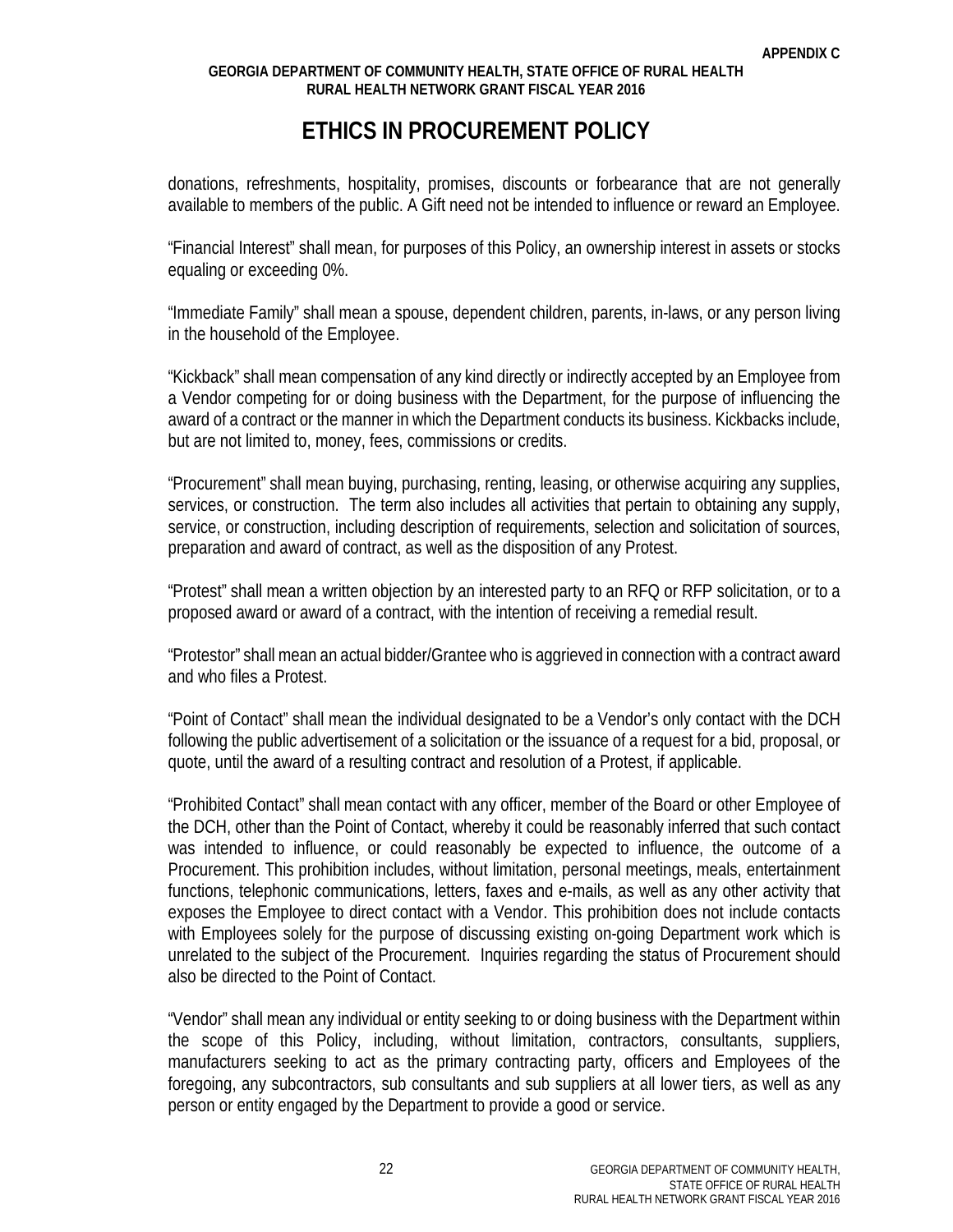# ETHICS IN PROCUREMENT POLICY

donations, refreshments, hospitality, promises, discounts or forbearance that are not generally available to members of the public. A Gift need not be intended to influence or reward an Employee.

"Financial Interest" shall mean, for purposes of this Policy, an ownership interest in assets or stocks equaling or exceeding 0%.

"Immediate Family" shall mean a spouse, dependent children, parents, in-laws, or any person living in the household of the Employee.

"Kickback" shall mean compensation of any kind directly or indirectly accepted by an Employee from a Vendor competing for or doing business with the Department, for the purpose of influencing the award of a contract or the manner in which the Department conducts its business. Kickbacks include, but are not limited to, money, fees, commissions or credits.

"Procurement" shall mean buying, purchasing, renting, leasing, or otherwise acquiring any supplies, services, or construction. The term also includes all activities that pertain to obtaining any supply, service, or construction, including description of requirements, selection and solicitation of sources, preparation and award of contract, as well as the disposition of any Protest.

"Protest" shall mean a written objection by an interested party to an RFQ or RFP solicitation, or to a proposed award or award of a contract, with the intention of receiving a remedial result.

"Protestor" shall mean an actual bidder/Grantee who is aggrieved in connection with a contract award and who files a Protest.

"Point of Contact" shall mean the individual designated to be a Vendor's only contact with the DCH following the public advertisement of a solicitation or the issuance of a request for a bid, proposal, or quote, until the award of a resulting contract and resolution of a Protest, if applicable.

"Prohibited Contact" shall mean contact with any officer, member of the Board or other Employee of the DCH, other than the Point of Contact, whereby it could be reasonably inferred that such contact was intended to influence, or could reasonably be expected to influence, the outcome of a Procurement. This prohibition includes, without limitation, personal meetings, meals, entertainment functions, telephonic communications, letters, faxes and e-mails, as well as any other activity that exposes the Employee to direct contact with a Vendor. This prohibition does not include contacts with Employees solely for the purpose of discussing existing on-going Department work which is unrelated to the subject of the Procurement. Inquiries regarding the status of Procurement should also be directed to the Point of Contact.

"Vendor" shall mean any individual or entity seeking to or doing business with the Department within the scope of this Policy, including, without limitation, contractors, consultants, suppliers, manufacturers seeking to act as the primary contracting party, officers and Employees of the foregoing, any subcontractors, sub consultants and sub suppliers at all lower tiers, as well as any person or entity engaged by the Department to provide a good or service.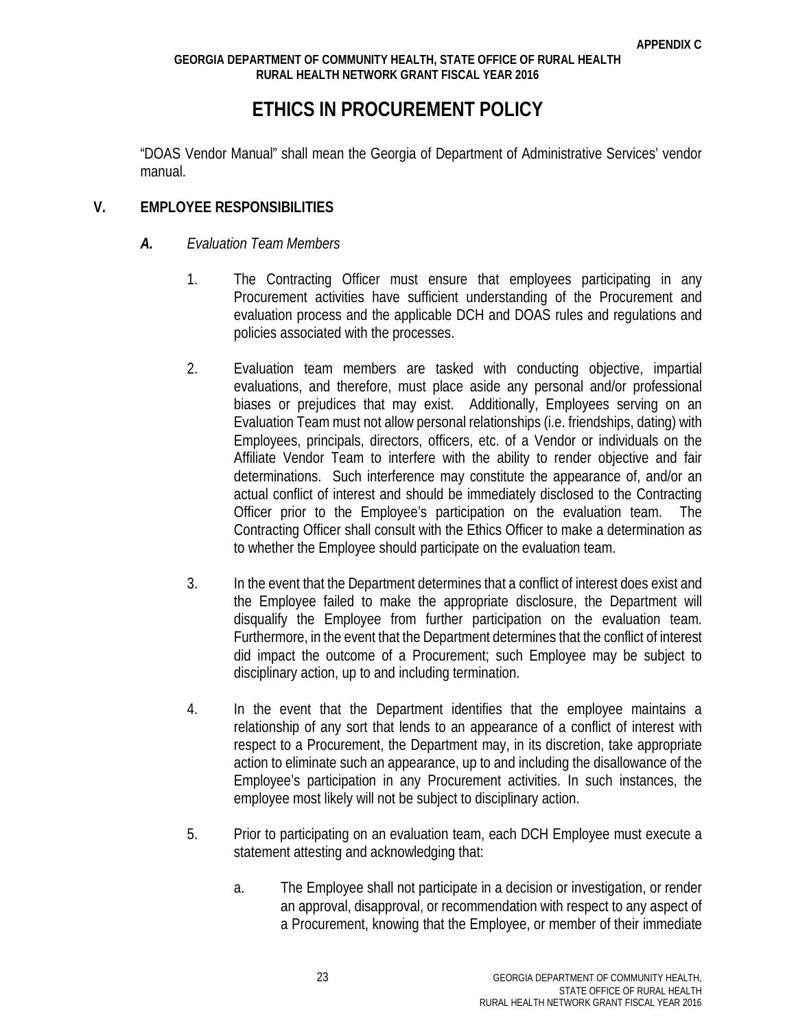APPENDIX C

GEORGIA DEPARTMENT OF COMMUNITY HEALTH, STATE OFFICE OF RURAL HEALTH
RURAL HEALTH NETWORK GRANT FISCAL YEAR 2016

# ETHICS IN PROCUREMENT POLICY

"DOAS Vendor Manual" shall mean the Georgia of Department of Administrative Services' vendor manual.

## V. EMPLOYEE RESPONSIBILITIES

### *A. Evaluation Team Members*

1. The Contracting Officer must ensure that employees participating in any Procurement activities have sufficient understanding of the Procurement and evaluation process and the applicable DCH and DOAS rules and regulations and policies associated with the processes.

2. Evaluation team members are tasked with conducting objective, impartial evaluations, and therefore, must place aside any personal and/or professional biases or prejudices that may exist. Additionally, Employees serving on an Evaluation Team must not allow personal relationships (i.e. friendships, dating) with Employees, principals, directors, officers, etc. of a Vendor or individuals on the Affiliate Vendor Team to interfere with the ability to render objective and fair determinations. Such interference may constitute the appearance of, and/or an actual conflict of interest and should be immediately disclosed to the Contracting Officer prior to the Employee's participation on the evaluation team. The Contracting Officer shall consult with the Ethics Officer to make a determination as to whether the Employee should participate on the evaluation team.

3. In the event that the Department determines that a conflict of interest does exist and the Employee failed to make the appropriate disclosure, the Department will disqualify the Employee from further participation on the evaluation team. Furthermore, in the event that the Department determines that the conflict of interest did impact the outcome of a Procurement; such Employee may be subject to disciplinary action, up to and including termination.

4. In the event that the Department identifies that the employee maintains a relationship of any sort that lends to an appearance of a conflict of interest with respect to a Procurement, the Department may, in its discretion, take appropriate action to eliminate such an appearance, up to and including the disallowance of the Employee's participation in any Procurement activities. In such instances, the employee most likely will not be subject to disciplinary action.

5. Prior to participating on an evaluation team, each DCH Employee must execute a statement attesting and acknowledging that:

   a. The Employee shall not participate in a decision or investigation, or render an approval, disapproval, or recommendation with respect to any aspect of a Procurement, knowing that the Employee, or member of their immediate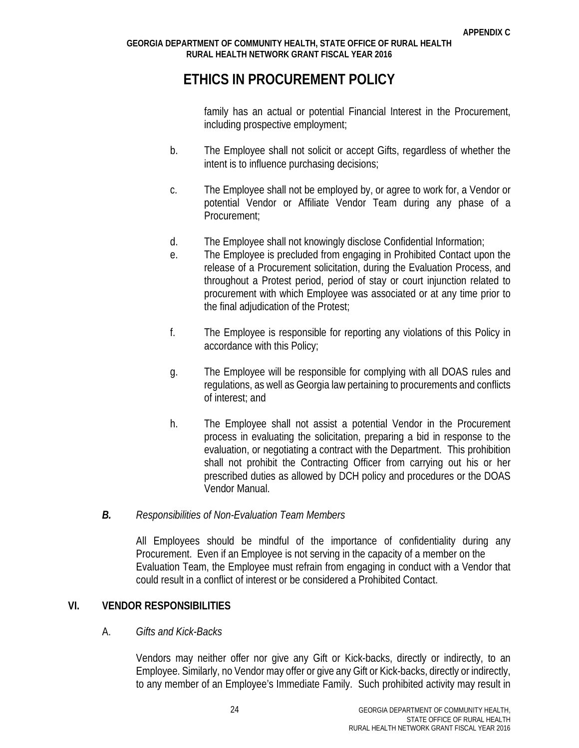family has an actual or potential Financial Interest in the Procurement, including prospective employment;

b. The Employee shall not solicit or accept Gifts, regardless of whether the intent is to influence purchasing decisions;

c. The Employee shall not be employed by, or agree to work for, a Vendor or potential Vendor or Affiliate Vendor Team during any phase of a Procurement;

d. The Employee shall not knowingly disclose Confidential Information;

e. The Employee is precluded from engaging in Prohibited Contact upon the release of a Procurement solicitation, during the Evaluation Process, and throughout a Protest period, period of stay or court injunction related to procurement with which Employee was associated or at any time prior to the final adjudication of the Protest;

f. The Employee is responsible for reporting any violations of this Policy in accordance with this Policy;

g. The Employee will be responsible for complying with all DOAS rules and regulations, as well as Georgia law pertaining to procurements and conflicts of interest; and

h. The Employee shall not assist a potential Vendor in the Procurement process in evaluating the solicitation, preparing a bid in response to the evaluation, or negotiating a contract with the Department. This prohibition shall not prohibit the Contracting Officer from carrying out his or her prescribed duties as allowed by DCH policy and procedures or the DOAS Vendor Manual.

***B.*** *Responsibilities of Non-Evaluation Team Members*

All Employees should be mindful of the importance of confidentiality during any Procurement. Even if an Employee is not serving in the capacity of a member on the Evaluation Team, the Employee must refrain from engaging in conduct with a Vendor that could result in a conflict of interest or be considered a Prohibited Contact.

## VI. VENDOR RESPONSIBILITIES

A. *Gifts and Kick-Backs*

Vendors may neither offer nor give any Gift or Kick-backs, directly or indirectly, to an Employee. Similarly, no Vendor may offer or give any Gift or Kick-backs, directly or indirectly, to any member of an Employee's Immediate Family. Such prohibited activity may result in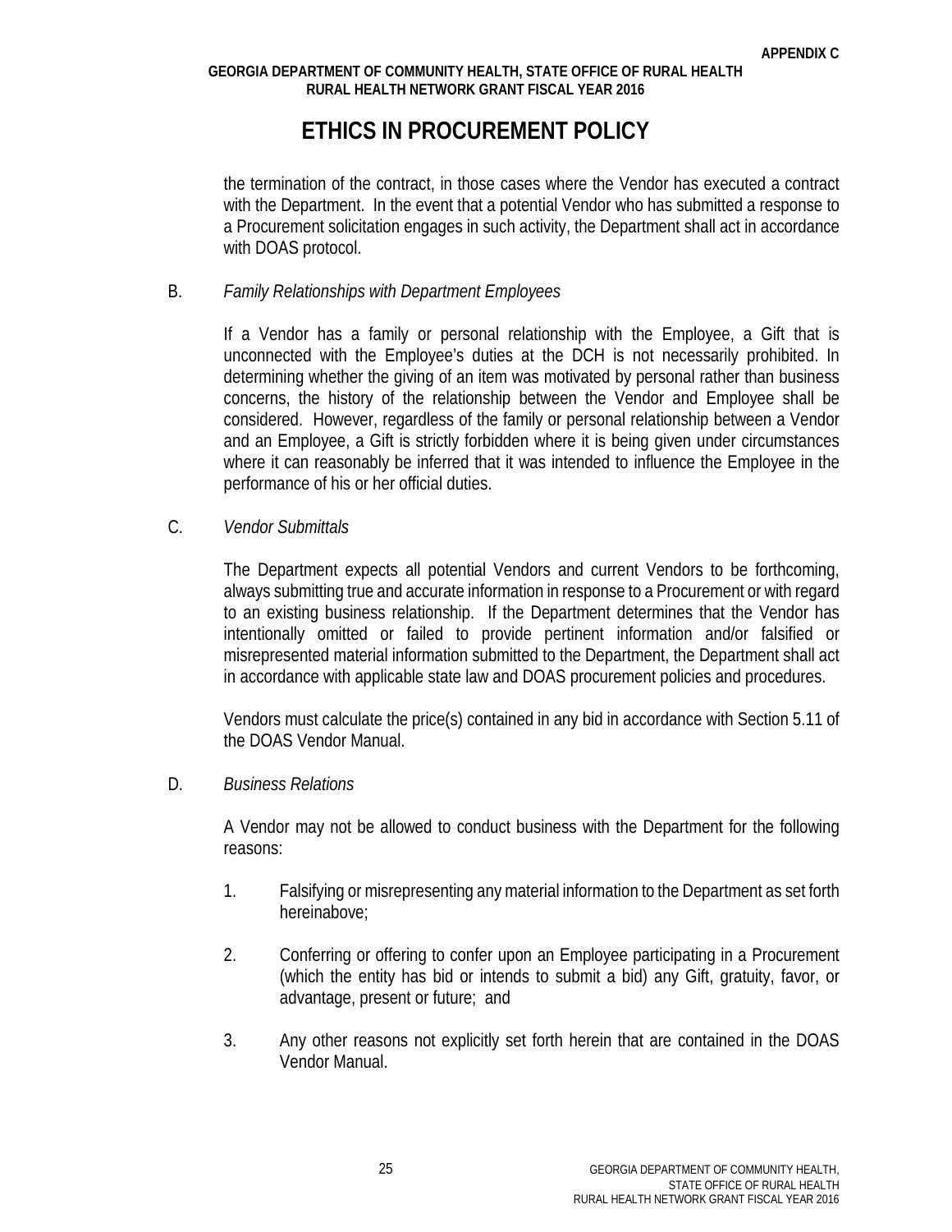# ETHICS IN PROCUREMENT POLICY

the termination of the contract, in those cases where the Vendor has executed a contract with the Department. In the event that a potential Vendor who has submitted a response to a Procurement solicitation engages in such activity, the Department shall act in accordance with DOAS protocol.

B. *Family Relationships with Department Employees*

If a Vendor has a family or personal relationship with the Employee, a Gift that is unconnected with the Employee's duties at the DCH is not necessarily prohibited. In determining whether the giving of an item was motivated by personal rather than business concerns, the history of the relationship between the Vendor and Employee shall be considered. However, regardless of the family or personal relationship between a Vendor and an Employee, a Gift is strictly forbidden where it is being given under circumstances where it can reasonably be inferred that it was intended to influence the Employee in the performance of his or her official duties.

C. *Vendor Submittals*

The Department expects all potential Vendors and current Vendors to be forthcoming, always submitting true and accurate information in response to a Procurement or with regard to an existing business relationship. If the Department determines that the Vendor has intentionally omitted or failed to provide pertinent information and/or falsified or misrepresented material information submitted to the Department, the Department shall act in accordance with applicable state law and DOAS procurement policies and procedures.

Vendors must calculate the price(s) contained in any bid in accordance with Section 5.11 of the DOAS Vendor Manual.

D. *Business Relations*

A Vendor may not be allowed to conduct business with the Department for the following reasons:

1. Falsifying or misrepresenting any material information to the Department as set forth hereinabove;

2. Conferring or offering to confer upon an Employee participating in a Procurement (which the entity has bid or intends to submit a bid) any Gift, gratuity, favor, or advantage, present or future; and

3. Any other reasons not explicitly set forth herein that are contained in the DOAS Vendor Manual.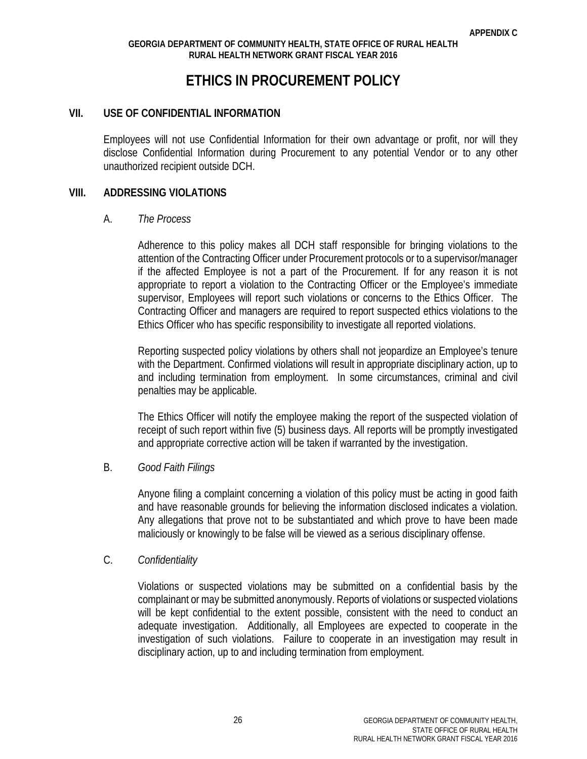# ETHICS IN PROCUREMENT POLICY

## VII. USE OF CONFIDENTIAL INFORMATION

Employees will not use Confidential Information for their own advantage or profit, nor will they disclose Confidential Information during Procurement to any potential Vendor or to any other unauthorized recipient outside DCH.

## VIII. ADDRESSING VIOLATIONS

### A. *The Process*

Adherence to this policy makes all DCH staff responsible for bringing violations to the attention of the Contracting Officer under Procurement protocols or to a supervisor/manager if the affected Employee is not a part of the Procurement. If for any reason it is not appropriate to report a violation to the Contracting Officer or the Employee's immediate supervisor, Employees will report such violations or concerns to the Ethics Officer. The Contracting Officer and managers are required to report suspected ethics violations to the Ethics Officer who has specific responsibility to investigate all reported violations.

Reporting suspected policy violations by others shall not jeopardize an Employee's tenure with the Department. Confirmed violations will result in appropriate disciplinary action, up to and including termination from employment. In some circumstances, criminal and civil penalties may be applicable.

The Ethics Officer will notify the employee making the report of the suspected violation of receipt of such report within five (5) business days. All reports will be promptly investigated and appropriate corrective action will be taken if warranted by the investigation.

### B. *Good Faith Filings*

Anyone filing a complaint concerning a violation of this policy must be acting in good faith and have reasonable grounds for believing the information disclosed indicates a violation. Any allegations that prove not to be substantiated and which prove to have been made maliciously or knowingly to be false will be viewed as a serious disciplinary offense.

### C. *Confidentiality*

Violations or suspected violations may be submitted on a confidential basis by the complainant or may be submitted anonymously. Reports of violations or suspected violations will be kept confidential to the extent possible, consistent with the need to conduct an adequate investigation. Additionally, all Employees are expected to cooperate in the investigation of such violations. Failure to cooperate in an investigation may result in disciplinary action, up to and including termination from employment.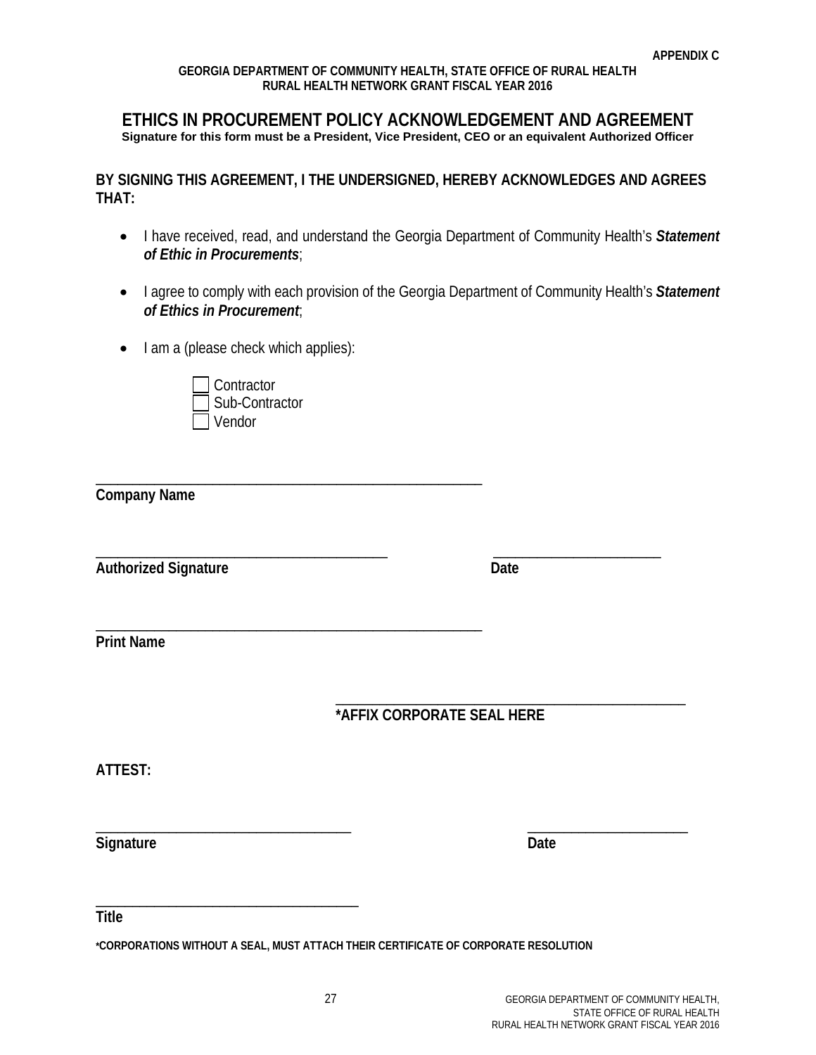APPENDIX C

GEORGIA DEPARTMENT OF COMMUNITY HEALTH, STATE OFFICE OF RURAL HEALTH
RURAL HEALTH NETWORK GRANT FISCAL YEAR 2016

# ETHICS IN PROCUREMENT POLICY ACKNOWLEDGEMENT AND AGREEMENT

**Signature for this form must be a President, Vice President, CEO or an equivalent Authorized Officer**

**BY SIGNING THIS AGREEMENT, I THE UNDERSIGNED, HEREBY ACKNOWLEDGES AND AGREES THAT:**

- I have received, read, and understand the Georgia Department of Community Health's ***Statement of Ethic in Procurements***;
- I agree to comply with each provision of the Georgia Department of Community Health's ***Statement of Ethics in Procurement***;
- I am a (please check which applies):
  - ☐ Contractor
  - ☐ Sub-Contractor
  - ☐ Vendor

_______________________________________________
**Company Name**

____________________________________ ____________________
**Authorized Signature** **Date**

_______________________________________________
**Print Name**

_________________________________________
**\*AFFIX CORPORATE SEAL HERE**

**ATTEST:**

________________________________ ____________________
**Signature** **Date**

________________________________
**Title**

**\*CORPORATIONS WITHOUT A SEAL, MUST ATTACH THEIR CERTIFICATE OF CORPORATE RESOLUTION**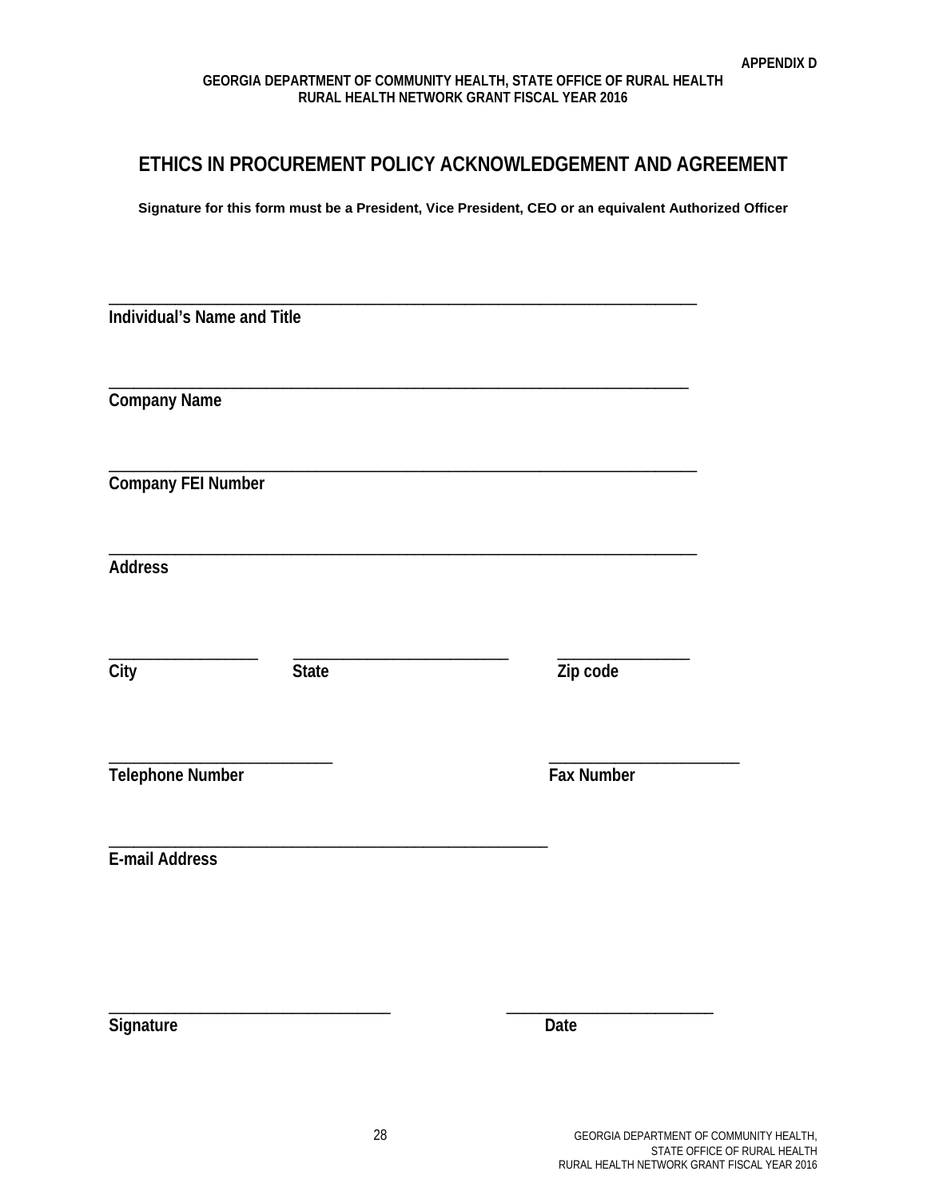APPENDIX D

**GEORGIA DEPARTMENT OF COMMUNITY HEALTH, STATE OFFICE OF RURAL HEALTH**
**RURAL HEALTH NETWORK GRANT FISCAL YEAR 2016**

# ETHICS IN PROCUREMENT POLICY ACKNOWLEDGEMENT AND AGREEMENT

**Signature for this form must be a President, Vice President, CEO or an equivalent Authorized Officer**

\_\_\_\_\_\_\_\_\_\_\_\_\_\_\_\_\_\_\_\_\_\_\_\_\_\_\_\_\_\_\_\_\_\_\_\_\_\_\_\_\_\_\_\_\_\_\_\_\_\_\_\_\_\_\_\_\_\_\_\_\_\_\_\_\_\_\_\_\_\_
**Individual's Name and Title**

\_\_\_\_\_\_\_\_\_\_\_\_\_\_\_\_\_\_\_\_\_\_\_\_\_\_\_\_\_\_\_\_\_\_\_\_\_\_\_\_\_\_\_\_\_\_\_\_\_\_\_\_\_\_\_\_\_\_\_\_\_\_\_\_\_\_\_\_\_\_
**Company Name**

\_\_\_\_\_\_\_\_\_\_\_\_\_\_\_\_\_\_\_\_\_\_\_\_\_\_\_\_\_\_\_\_\_\_\_\_\_\_\_\_\_\_\_\_\_\_\_\_\_\_\_\_\_\_\_\_\_\_\_\_\_\_\_\_\_\_\_\_\_\_
**Company FEI Number**

\_\_\_\_\_\_\_\_\_\_\_\_\_\_\_\_\_\_\_\_\_\_\_\_\_\_\_\_\_\_\_\_\_\_\_\_\_\_\_\_\_\_\_\_\_\_\_\_\_\_\_\_\_\_\_\_\_\_\_\_\_\_\_\_\_\_\_\_\_\_
**Address**

\_\_\_\_\_\_\_\_\_\_\_\_\_\_\_\_\_\_ \_\_\_\_\_\_\_\_\_\_\_\_\_\_\_\_\_\_\_\_\_\_\_\_\_\_ \_\_\_\_\_\_\_\_\_\_\_\_\_\_\_\_
**City** **State** **Zip code**

\_\_\_\_\_\_\_\_\_\_\_\_\_\_\_\_\_\_\_\_\_\_\_\_\_\_\_ \_\_\_\_\_\_\_\_\_\_\_\_\_\_\_\_\_\_\_\_\_\_\_
**Telephone Number** **Fax Number**

\_\_\_\_\_\_\_\_\_\_\_\_\_\_\_\_\_\_\_\_\_\_\_\_\_\_\_\_\_\_\_\_\_\_\_\_\_\_\_\_\_\_\_\_\_\_\_\_\_\_\_\_\_
**E-mail Address**

\_\_\_\_\_\_\_\_\_\_\_\_\_\_\_\_\_\_\_\_\_\_\_\_\_\_\_\_\_\_\_\_\_\_ \_\_\_\_\_\_\_\_\_\_\_\_\_\_\_\_\_\_\_\_\_\_\_\_\_
**Signature** **Date**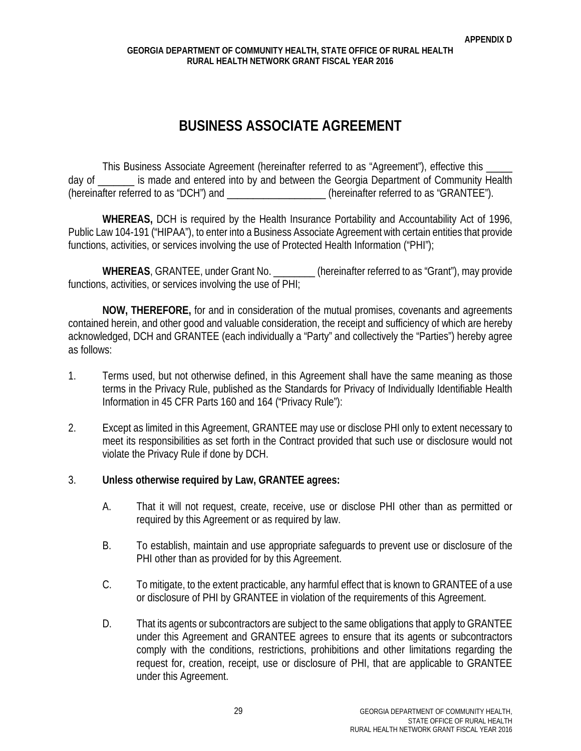**APPENDIX D**

**GEORGIA DEPARTMENT OF COMMUNITY HEALTH, STATE OFFICE OF RURAL HEALTH**
**RURAL HEALTH NETWORK GRANT FISCAL YEAR 2016**

# BUSINESS ASSOCIATE AGREEMENT

This Business Associate Agreement (hereinafter referred to as "Agreement"), effective this _____ day of _______ is made and entered into by and between the Georgia Department of Community Health (hereinafter referred to as "DCH") and ___________________ (hereinafter referred to as "GRANTEE").

**WHEREAS,** DCH is required by the Health Insurance Portability and Accountability Act of 1996, Public Law 104-191 ("HIPAA"), to enter into a Business Associate Agreement with certain entities that provide functions, activities, or services involving the use of Protected Health Information ("PHI");

**WHEREAS**, GRANTEE, under Grant No. ________ (hereinafter referred to as "Grant"), may provide functions, activities, or services involving the use of PHI;

**NOW, THEREFORE,** for and in consideration of the mutual promises, covenants and agreements contained herein, and other good and valuable consideration, the receipt and sufficiency of which are hereby acknowledged, DCH and GRANTEE (each individually a "Party" and collectively the "Parties") hereby agree as follows:

1. Terms used, but not otherwise defined, in this Agreement shall have the same meaning as those terms in the Privacy Rule, published as the Standards for Privacy of Individually Identifiable Health Information in 45 CFR Parts 160 and 164 ("Privacy Rule"):

2. Except as limited in this Agreement, GRANTEE may use or disclose PHI only to extent necessary to meet its responsibilities as set forth in the Contract provided that such use or disclosure would not violate the Privacy Rule if done by DCH.

3. **Unless otherwise required by Law, GRANTEE agrees:**

   A. That it will not request, create, receive, use or disclose PHI other than as permitted or required by this Agreement or as required by law.

   B. To establish, maintain and use appropriate safeguards to prevent use or disclosure of the PHI other than as provided for by this Agreement.

   C. To mitigate, to the extent practicable, any harmful effect that is known to GRANTEE of a use or disclosure of PHI by GRANTEE in violation of the requirements of this Agreement.

   D. That its agents or subcontractors are subject to the same obligations that apply to GRANTEE under this Agreement and GRANTEE agrees to ensure that its agents or subcontractors comply with the conditions, restrictions, prohibitions and other limitations regarding the request for, creation, receipt, use or disclosure of PHI, that are applicable to GRANTEE under this Agreement.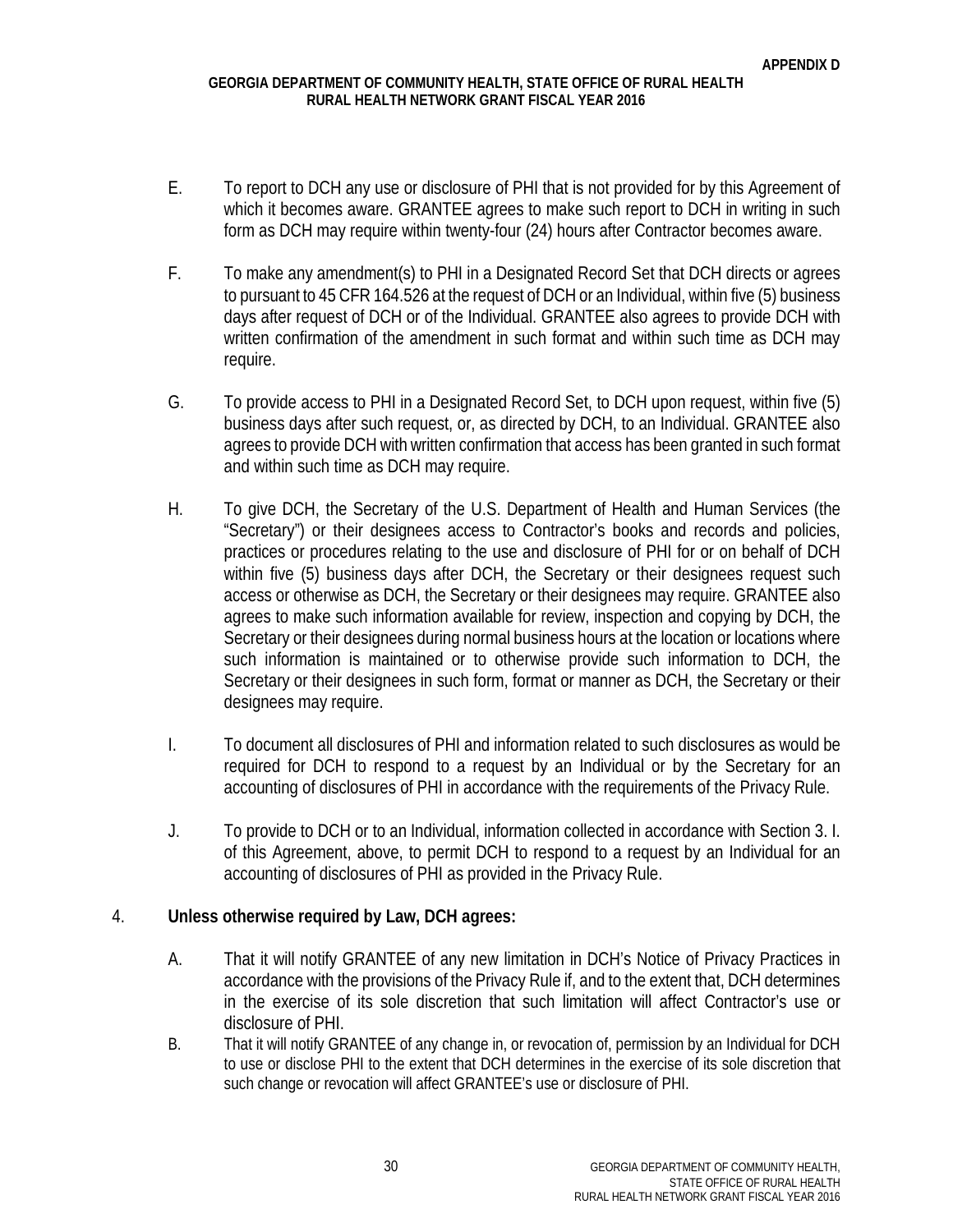E. To report to DCH any use or disclosure of PHI that is not provided for by this Agreement of which it becomes aware. GRANTEE agrees to make such report to DCH in writing in such form as DCH may require within twenty-four (24) hours after Contractor becomes aware.

F. To make any amendment(s) to PHI in a Designated Record Set that DCH directs or agrees to pursuant to 45 CFR 164.526 at the request of DCH or an Individual, within five (5) business days after request of DCH or of the Individual. GRANTEE also agrees to provide DCH with written confirmation of the amendment in such format and within such time as DCH may require.

G. To provide access to PHI in a Designated Record Set, to DCH upon request, within five (5) business days after such request, or, as directed by DCH, to an Individual. GRANTEE also agrees to provide DCH with written confirmation that access has been granted in such format and within such time as DCH may require.

H. To give DCH, the Secretary of the U.S. Department of Health and Human Services (the "Secretary") or their designees access to Contractor's books and records and policies, practices or procedures relating to the use and disclosure of PHI for or on behalf of DCH within five (5) business days after DCH, the Secretary or their designees request such access or otherwise as DCH, the Secretary or their designees may require. GRANTEE also agrees to make such information available for review, inspection and copying by DCH, the Secretary or their designees during normal business hours at the location or locations where such information is maintained or to otherwise provide such information to DCH, the Secretary or their designees in such form, format or manner as DCH, the Secretary or their designees may require.

I. To document all disclosures of PHI and information related to such disclosures as would be required for DCH to respond to a request by an Individual or by the Secretary for an accounting of disclosures of PHI in accordance with the requirements of the Privacy Rule.

J. To provide to DCH or to an Individual, information collected in accordance with Section 3. I. of this Agreement, above, to permit DCH to respond to a request by an Individual for an accounting of disclosures of PHI as provided in the Privacy Rule.

4. **Unless otherwise required by Law, DCH agrees:**

A. That it will notify GRANTEE of any new limitation in DCH's Notice of Privacy Practices in accordance with the provisions of the Privacy Rule if, and to the extent that, DCH determines in the exercise of its sole discretion that such limitation will affect Contractor's use or disclosure of PHI.

B. That it will notify GRANTEE of any change in, or revocation of, permission by an Individual for DCH to use or disclose PHI to the extent that DCH determines in the exercise of its sole discretion that such change or revocation will affect GRANTEE's use or disclosure of PHI.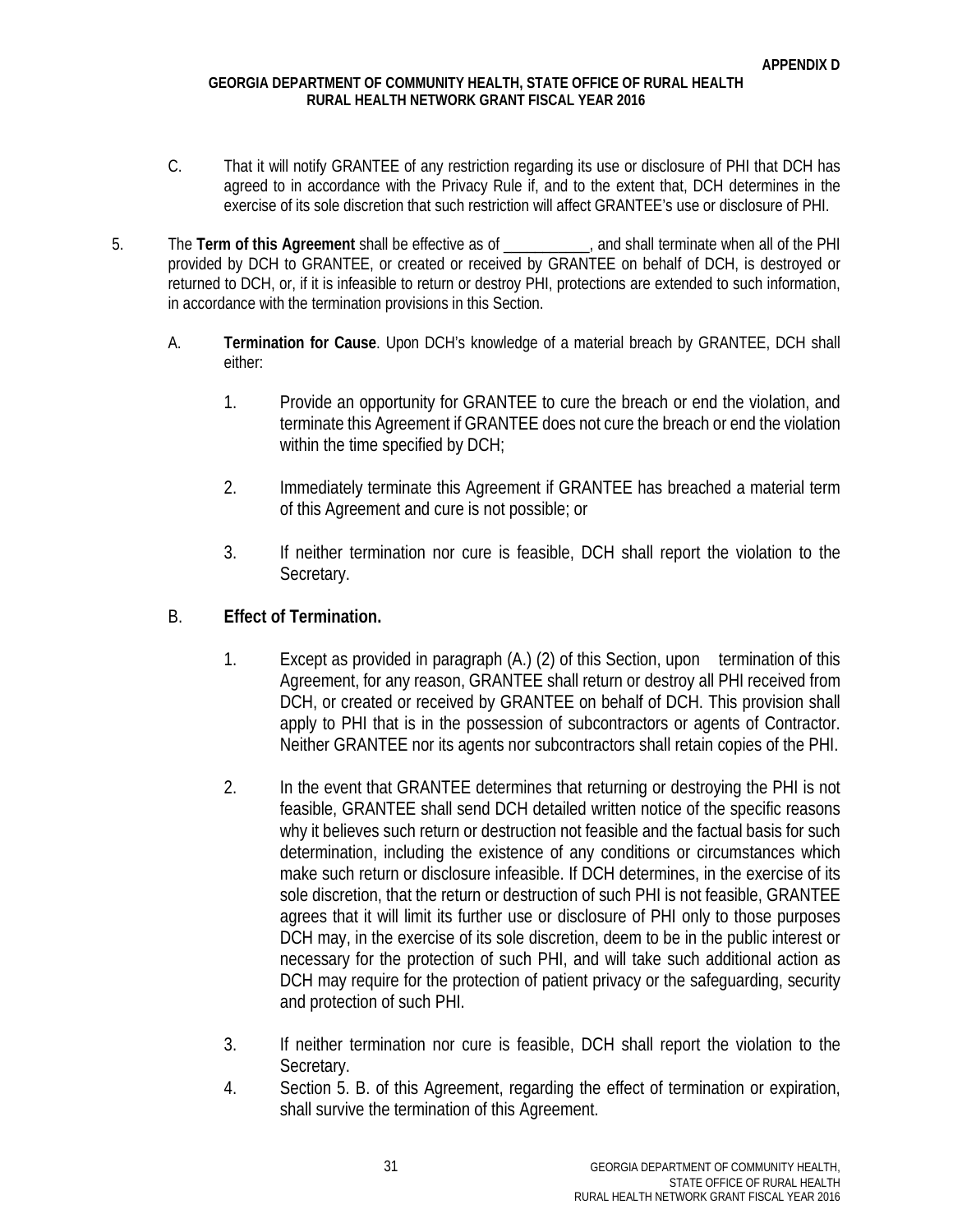C. That it will notify GRANTEE of any restriction regarding its use or disclosure of PHI that DCH has agreed to in accordance with the Privacy Rule if, and to the extent that, DCH determines in the exercise of its sole discretion that such restriction will affect GRANTEE's use or disclosure of PHI.

5. The **Term of this Agreement** shall be effective as of ___________, and shall terminate when all of the PHI provided by DCH to GRANTEE, or created or received by GRANTEE on behalf of DCH, is destroyed or returned to DCH, or, if it is infeasible to return or destroy PHI, protections are extended to such information, in accordance with the termination provisions in this Section.

   A. **Termination for Cause**. Upon DCH's knowledge of a material breach by GRANTEE, DCH shall either:

      1. Provide an opportunity for GRANTEE to cure the breach or end the violation, and terminate this Agreement if GRANTEE does not cure the breach or end the violation within the time specified by DCH;

      2. Immediately terminate this Agreement if GRANTEE has breached a material term of this Agreement and cure is not possible; or

      3. If neither termination nor cure is feasible, DCH shall report the violation to the Secretary.

   B. **Effect of Termination.**

      1. Except as provided in paragraph (A.) (2) of this Section, upon termination of this Agreement, for any reason, GRANTEE shall return or destroy all PHI received from DCH, or created or received by GRANTEE on behalf of DCH. This provision shall apply to PHI that is in the possession of subcontractors or agents of Contractor. Neither GRANTEE nor its agents nor subcontractors shall retain copies of the PHI.

      2. In the event that GRANTEE determines that returning or destroying the PHI is not feasible, GRANTEE shall send DCH detailed written notice of the specific reasons why it believes such return or destruction not feasible and the factual basis for such determination, including the existence of any conditions or circumstances which make such return or disclosure infeasible. If DCH determines, in the exercise of its sole discretion, that the return or destruction of such PHI is not feasible, GRANTEE agrees that it will limit its further use or disclosure of PHI only to those purposes DCH may, in the exercise of its sole discretion, deem to be in the public interest or necessary for the protection of such PHI, and will take such additional action as DCH may require for the protection of patient privacy or the safeguarding, security and protection of such PHI.

      3. If neither termination nor cure is feasible, DCH shall report the violation to the Secretary.

      4. Section 5. B. of this Agreement, regarding the effect of termination or expiration, shall survive the termination of this Agreement.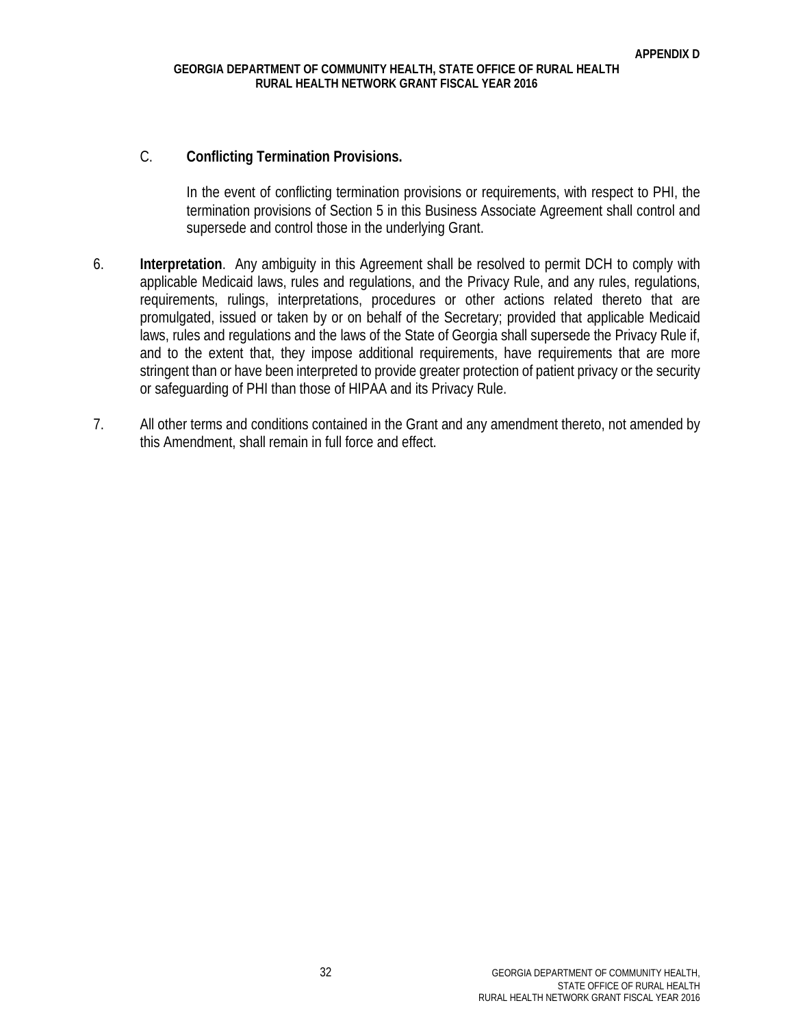C. **Conflicting Termination Provisions.**

In the event of conflicting termination provisions or requirements, with respect to PHI, the termination provisions of Section 5 in this Business Associate Agreement shall control and supersede and control those in the underlying Grant.

6. **Interpretation**. Any ambiguity in this Agreement shall be resolved to permit DCH to comply with applicable Medicaid laws, rules and regulations, and the Privacy Rule, and any rules, regulations, requirements, rulings, interpretations, procedures or other actions related thereto that are promulgated, issued or taken by or on behalf of the Secretary; provided that applicable Medicaid laws, rules and regulations and the laws of the State of Georgia shall supersede the Privacy Rule if, and to the extent that, they impose additional requirements, have requirements that are more stringent than or have been interpreted to provide greater protection of patient privacy or the security or safeguarding of PHI than those of HIPAA and its Privacy Rule.

7. All other terms and conditions contained in the Grant and any amendment thereto, not amended by this Amendment, shall remain in full force and effect.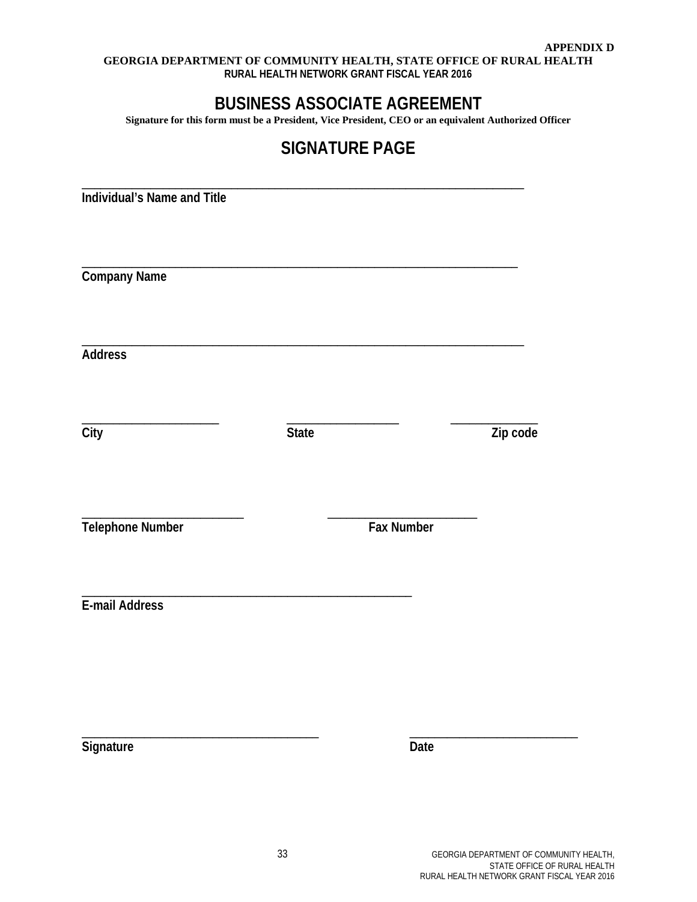APPENDIX D

GEORGIA DEPARTMENT OF COMMUNITY HEALTH, STATE OFFICE OF RURAL HEALTH

RURAL HEALTH NETWORK GRANT FISCAL YEAR 2016

# BUSINESS ASSOCIATE AGREEMENT

**Signature for this form must be a President, Vice President, CEO or an equivalent Authorized Officer**

## SIGNATURE PAGE

\_\_\_\_\_\_\_\_\_\_\_\_\_\_\_\_\_\_\_\_\_\_\_\_\_\_\_\_\_\_\_\_\_\_\_\_\_\_\_\_\_\_\_\_\_\_\_\_\_\_\_\_\_\_\_\_\_\_\_\_\_\_\_\_\_\_\_\_\_\_\_\_\_\_\_\_

**Individual's Name and Title**

\_\_\_\_\_\_\_\_\_\_\_\_\_\_\_\_\_\_\_\_\_\_\_\_\_\_\_\_\_\_\_\_\_\_\_\_\_\_\_\_\_\_\_\_\_\_\_\_\_\_\_\_\_\_\_\_\_\_\_\_\_\_\_\_\_\_\_\_\_\_\_\_\_\_\_

**Company Name**

\_\_\_\_\_\_\_\_\_\_\_\_\_\_\_\_\_\_\_\_\_\_\_\_\_\_\_\_\_\_\_\_\_\_\_\_\_\_\_\_\_\_\_\_\_\_\_\_\_\_\_\_\_\_\_\_\_\_\_\_\_\_\_\_\_\_\_\_\_\_\_\_\_\_\_\_

**Address**

\_\_\_\_\_\_\_\_\_\_\_\_\_\_\_\_\_\_\_\_\_\_\_\_ \_\_\_\_\_\_\_\_\_\_\_\_\_\_\_\_\_\_\_\_ \_\_\_\_\_\_\_\_\_\_\_\_\_\_\_\_

**City** **State** **Zip code**

\_\_\_\_\_\_\_\_\_\_\_\_\_\_\_\_\_\_\_\_\_\_\_\_\_\_\_\_ \_\_\_\_\_\_\_\_\_\_\_\_\_\_\_\_\_\_\_\_\_\_\_\_\_\_

**Telephone Number** **Fax Number**

\_\_\_\_\_\_\_\_\_\_\_\_\_\_\_\_\_\_\_\_\_\_\_\_\_\_\_\_\_\_\_\_\_\_\_\_\_\_\_\_\_\_\_\_\_\_\_\_\_\_\_\_\_\_\_\_\_

**E-mail Address**

\_\_\_\_\_\_\_\_\_\_\_\_\_\_\_\_\_\_\_\_\_\_\_\_\_\_\_\_\_\_\_\_\_\_\_\_\_\_\_\_\_ \_\_\_\_\_\_\_\_\_\_\_\_\_\_\_\_\_\_\_\_\_\_\_\_\_\_\_\_\_\_

**Signature** **Date**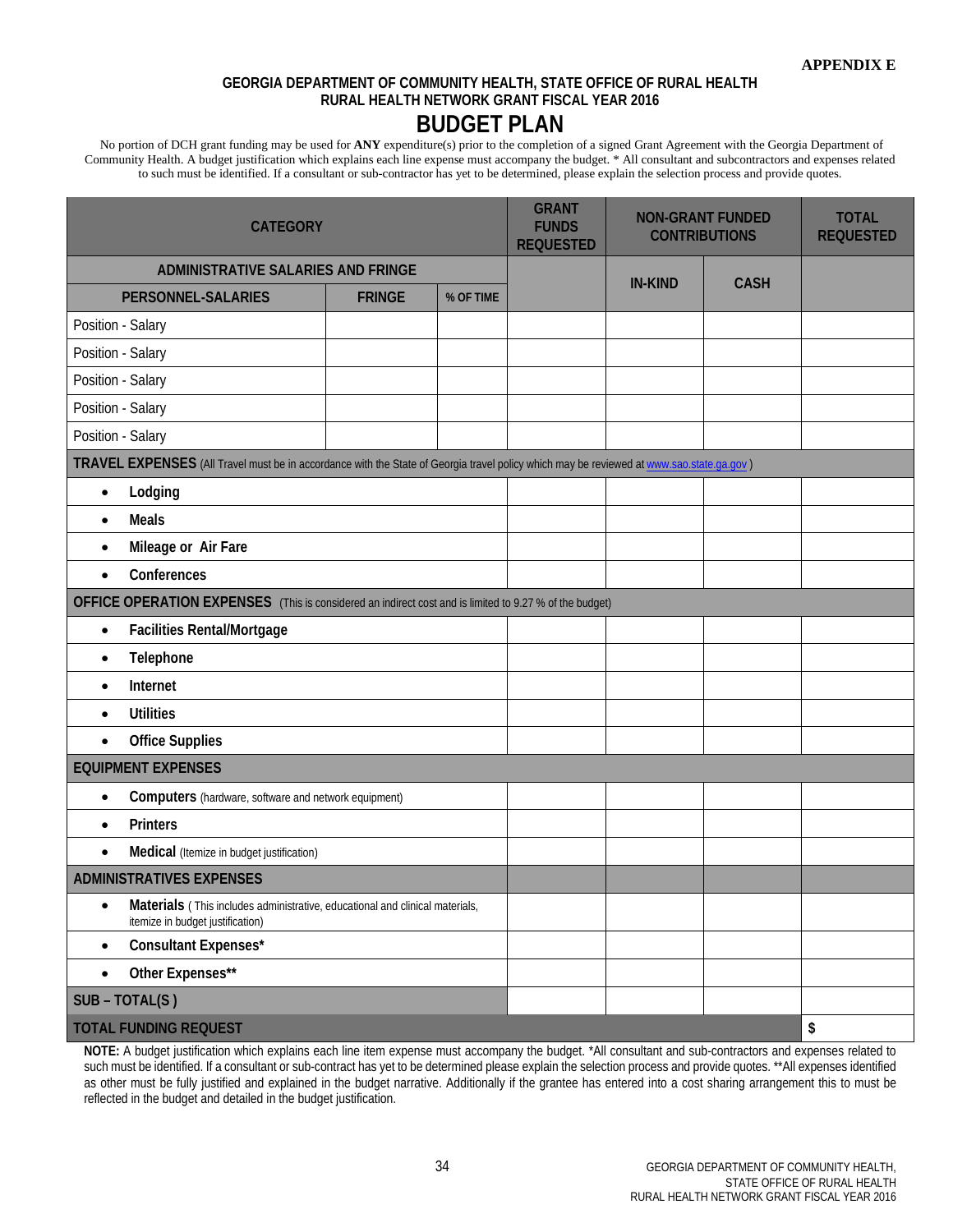**APPENDIX E**

**GEORGIA DEPARTMENT OF COMMUNITY HEALTH, STATE OFFICE OF RURAL HEALTH**
**RURAL HEALTH NETWORK GRANT FISCAL YEAR 2016**

# BUDGET PLAN

No portion of DCH grant funding may be used for **ANY** expenditure(s) prior to the completion of a signed Grant Agreement with the Georgia Department of Community Health. A budget justification which explains each line expense must accompany the budget. * All consultant and subcontractors and expenses related to such must be identified. If a consultant or sub-contractor has yet to be determined, please explain the selection process and provide quotes.

| CATEGORY | | | GRANT FUNDS REQUESTED | NON-GRANT FUNDED CONTRIBUTIONS | | TOTAL REQUESTED |
|---|---|---|---|---|---|---|
| ADMINISTRATIVE SALARIES AND FRINGE | | | | IN-KIND | CASH | |
| PERSONNEL-SALARIES | FRINGE | % OF TIME | | | | |
| Position - Salary | | | | | | |
| Position - Salary | | | | | | |
| Position - Salary | | | | | | |
| Position - Salary | | | | | | |
| Position - Salary | | | | | | |
| **TRAVEL EXPENSES** (All Travel must be in accordance with the State of Georgia travel policy which may be reviewed at www.sao.state.ga.gov ) | | | | | | |
| • **Lodging** | | | | | | |
| • **Meals** | | | | | | |
| • **Mileage or Air Fare** | | | | | | |
| • **Conferences** | | | | | | |
| **OFFICE OPERATION EXPENSES** (This is considered an indirect cost and is limited to 9.27 % of the budget) | | | | | | |
| • **Facilities Rental/Mortgage** | | | | | | |
| • **Telephone** | | | | | | |
| • **Internet** | | | | | | |
| • **Utilities** | | | | | | |
| • **Office Supplies** | | | | | | |
| **EQUIPMENT EXPENSES** | | | | | | |
| • **Computers** (hardware, software and network equipment) | | | | | | |
| • **Printers** | | | | | | |
| • **Medical** (Itemize in budget justification) | | | | | | |
| **ADMINISTRATIVES EXPENSES** | | | | | | |
| • **Materials** ( This includes administrative, educational and clinical materials, itemize in budget justification) | | | | | | |
| • **Consultant Expenses*** | | | | | | |
| • **Other Expenses**** | | | | | | |
| **SUB – TOTAL(S )** | | | | | | |
| **TOTAL FUNDING REQUEST** | | | | | | $ |

**NOTE:** A budget justification which explains each line item expense must accompany the budget. *All consultant and sub-contractors and expenses related to such must be identified. If a consultant or sub-contract has yet to be determined please explain the selection process and provide quotes. **All expenses identified as other must be fully justified and explained in the budget narrative. Additionally if the grantee has entered into a cost sharing arrangement this to must be reflected in the budget and detailed in the budget justification.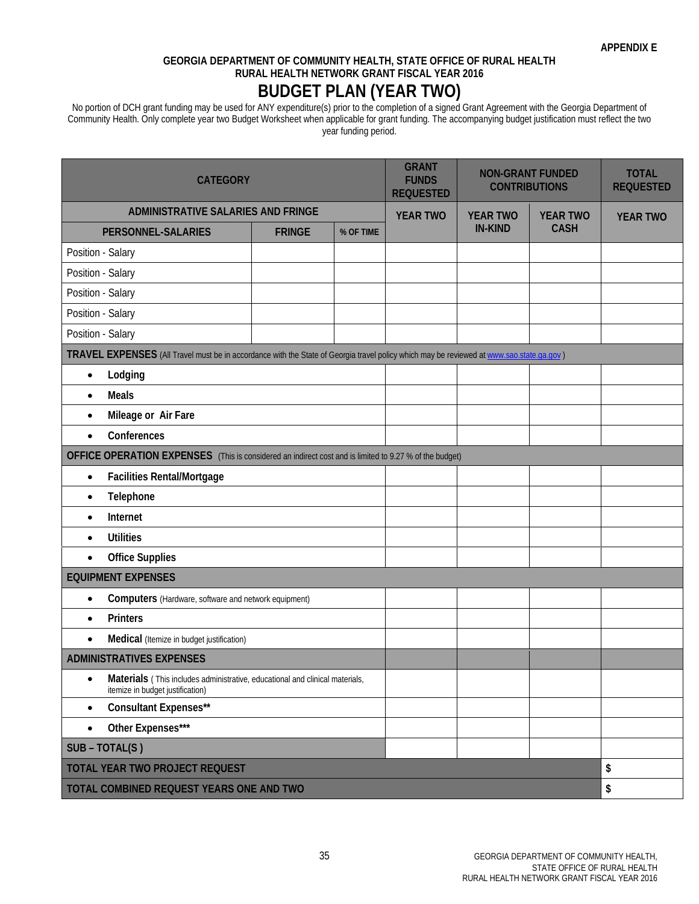APPENDIX E

**GEORGIA DEPARTMENT OF COMMUNITY HEALTH, STATE OFFICE OF RURAL HEALTH**
**RURAL HEALTH NETWORK GRANT FISCAL YEAR 2016**

# BUDGET PLAN (YEAR TWO)

No portion of DCH grant funding may be used for ANY expenditure(s) prior to the completion of a signed Grant Agreement with the Georgia Department of Community Health. Only complete year two Budget Worksheet when applicable for grant funding. The accompanying budget justification must reflect the two year funding period.

| CATEGORY | | | GRANT FUNDS REQUESTED | NON-GRANT FUNDED CONTRIBUTIONS | | TOTAL REQUESTED |
|---|---|---|---|---|---|---|
| ADMINISTRATIVE SALARIES AND FRINGE | | | YEAR TWO | YEAR TWO IN-KIND | YEAR TWO CASH | YEAR TWO |
| PERSONNEL-SALARIES | FRINGE | % OF TIME | | | | |
| Position - Salary | | | | | | |
| Position - Salary | | | | | | |
| Position - Salary | | | | | | |
| Position - Salary | | | | | | |
| Position - Salary | | | | | | |
| **TRAVEL EXPENSES** (All Travel must be in accordance with the State of Georgia travel policy which may be reviewed at www.sao.state.ga.gov ) | | | | | | |
| • **Lodging** | | | | | | |
| • **Meals** | | | | | | |
| • **Mileage or Air Fare** | | | | | | |
| • **Conferences** | | | | | | |
| **OFFICE OPERATION EXPENSES** (This is considered an indirect cost and is limited to 9.27 % of the budget) | | | | | | |
| • **Facilities Rental/Mortgage** | | | | | | |
| • **Telephone** | | | | | | |
| • **Internet** | | | | | | |
| • **Utilities** | | | | | | |
| • **Office Supplies** | | | | | | |
| **EQUIPMENT EXPENSES** | | | | | | |
| • **Computers** (Hardware, software and network equipment) | | | | | | |
| • **Printers** | | | | | | |
| • **Medical** (Itemize in budget justification) | | | | | | |
| **ADMINISTRATIVES EXPENSES** | | | | | | |
| • **Materials** ( This includes administrative, educational and clinical materials, itemize in budget justification) | | | | | | |
| • **Consultant Expenses**** | | | | | | |
| • **Other Expenses***** | | | | | | |
| **SUB – TOTAL(S )** | | | | | | |
| **TOTAL YEAR TWO PROJECT REQUEST** | | | | | | $ |
| **TOTAL COMBINED REQUEST YEARS ONE AND TWO** | | | | | | $ |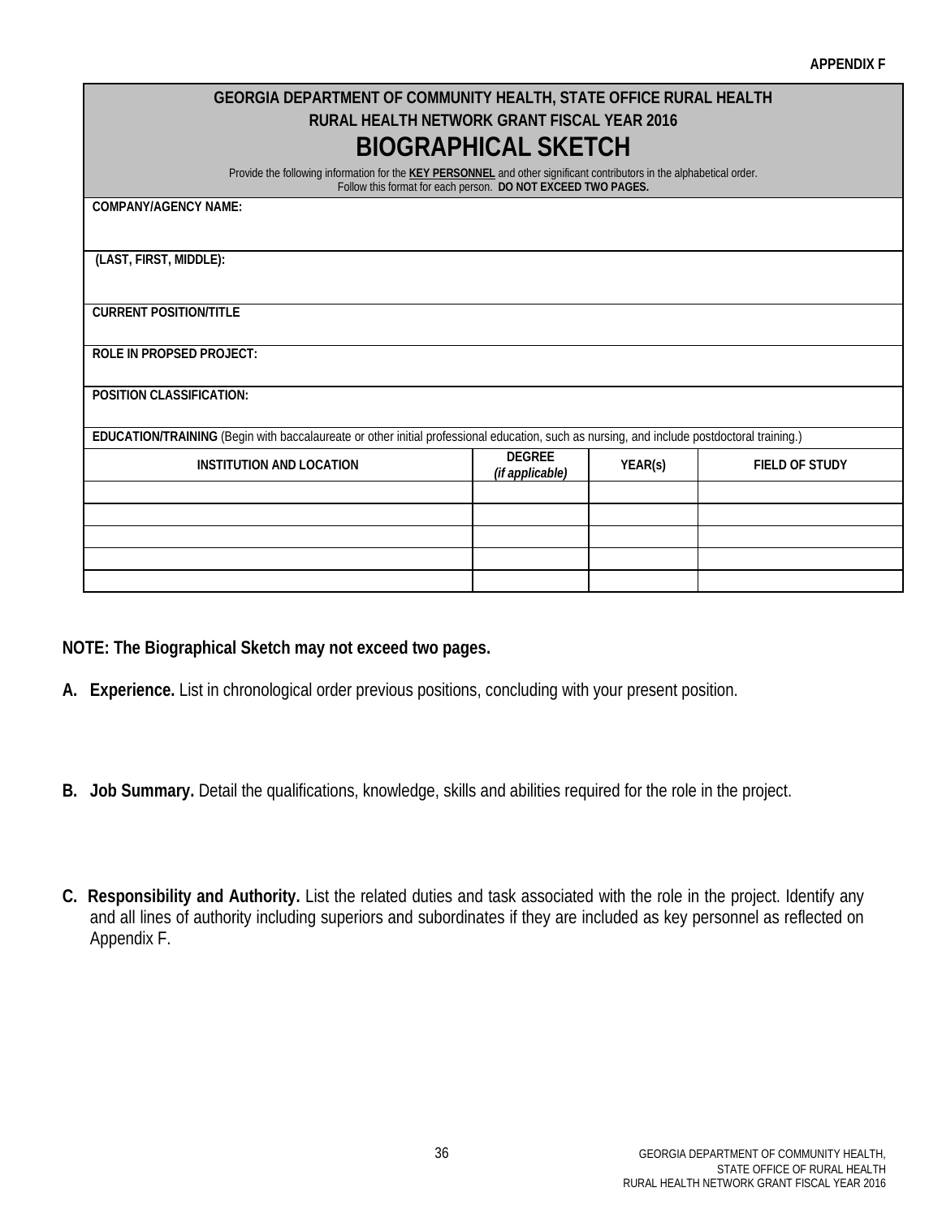**APPENDIX F**

## GEORGIA DEPARTMENT OF COMMUNITY HEALTH, STATE OFFICE RURAL HEALTH

### RURAL HEALTH NETWORK GRANT FISCAL YEAR 2016

# BIOGRAPHICAL SKETCH

Provide the following information for the **KEY PERSONNEL** and other significant contributors in the alphabetical order. Follow this format for each person. **DO NOT EXCEED TWO PAGES.**

**COMPANY/AGENCY NAME:**

**(LAST, FIRST, MIDDLE):**

**CURRENT POSITION/TITLE**

**ROLE IN PROPSED PROJECT:**

**POSITION CLASSIFICATION:**

**EDUCATION/TRAINING** (Begin with baccalaureate or other initial professional education, such as nursing, and include postdoctoral training.)

| INSTITUTION AND LOCATION | DEGREE *(if applicable)* | YEAR(s) | FIELD OF STUDY |
|---|---|---|---|
| | | | |
| | | | |
| | | | |
| | | | |
| | | | |

**NOTE: The Biographical Sketch may not exceed two pages.**

**A. Experience.** List in chronological order previous positions, concluding with your present position.

**B. Job Summary.** Detail the qualifications, knowledge, skills and abilities required for the role in the project.

**C. Responsibility and Authority.** List the related duties and task associated with the role in the project. Identify any and all lines of authority including superiors and subordinates if they are included as key personnel as reflected on Appendix F.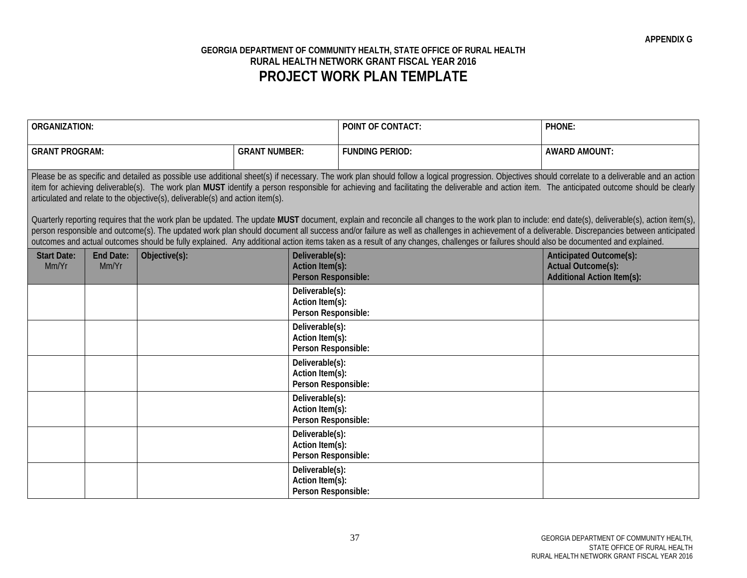**APPENDIX G**

**GEORGIA DEPARTMENT OF COMMUNITY HEALTH, STATE OFFICE OF RURAL HEALTH**
**RURAL HEALTH NETWORK GRANT FISCAL YEAR 2016**

# PROJECT WORK PLAN TEMPLATE

| **ORGANIZATION:** | | **POINT OF CONTACT:** | **PHONE:** |
|---|---|---|---|
| **GRANT PROGRAM:** | **GRANT NUMBER:** | **FUNDING PERIOD:** | **AWARD AMOUNT:** |

Please be as specific and detailed as possible use additional sheet(s) if necessary. The work plan should follow a logical progression. Objectives should correlate to a deliverable and an action item for achieving deliverable(s). The work plan **MUST** identify a person responsible for achieving and facilitating the deliverable and action item. The anticipated outcome should be clearly articulated and relate to the objective(s), deliverable(s) and action item(s).

Quarterly reporting requires that the work plan be updated. The update **MUST** document, explain and reconcile all changes to the work plan to include: end date(s), deliverable(s), action item(s), person responsible and outcome(s). The updated work plan should document all success and/or failure as well as challenges in achievement of a deliverable. Discrepancies between anticipated outcomes and actual outcomes should be fully explained. Any additional action items taken as a result of any changes, challenges or failures should also be documented and explained.

| **Start Date:** Mm/Yr | **End Date:** Mm/Yr | **Objective(s):** | **Deliverable(s):** **Action Item(s):** **Person Responsible:** | **Anticipated Outcome(s):** **Actual Outcome(s):** **Additional Action Item(s):** |
|---|---|---|---|---|
| | | | **Deliverable(s):** **Action Item(s):** **Person Responsible:** | |
| | | | **Deliverable(s):** **Action Item(s):** **Person Responsible:** | |
| | | | **Deliverable(s):** **Action Item(s):** **Person Responsible:** | |
| | | | **Deliverable(s):** **Action Item(s):** **Person Responsible:** | |
| | | | **Deliverable(s):** **Action Item(s):** **Person Responsible:** | |
| | | | **Deliverable(s):** **Action Item(s):** **Person Responsible:** | |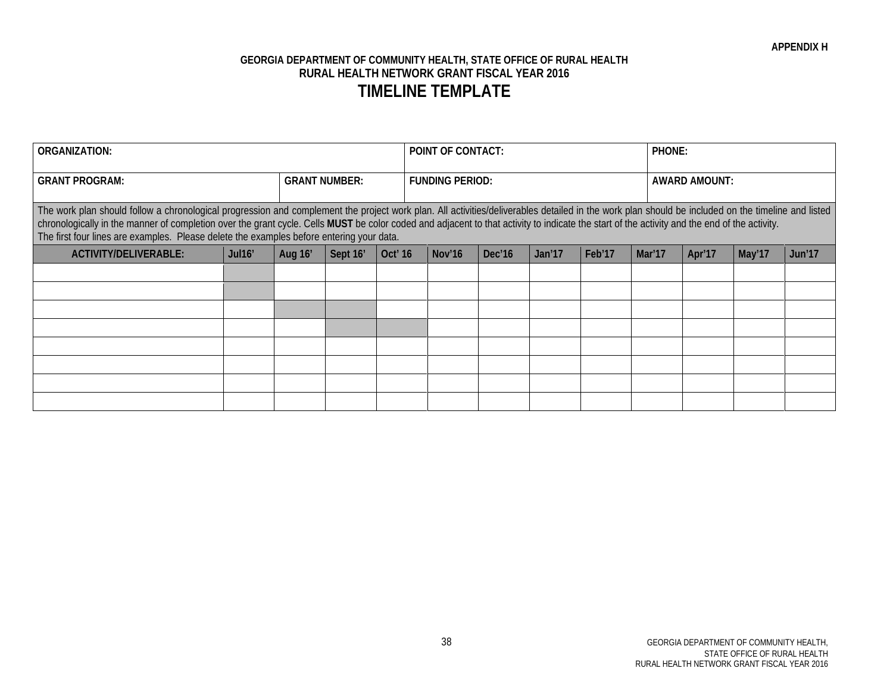**APPENDIX H**

**GEORGIA DEPARTMENT OF COMMUNITY HEALTH, STATE OFFICE OF RURAL HEALTH**
**RURAL HEALTH NETWORK GRANT FISCAL YEAR 2016**

# TIMELINE TEMPLATE

| **ORGANIZATION:** | | | | **POINT OF CONTACT:** | | | | | **PHONE:** | | | |
|---|---|---|---|---|---|---|---|---|---|---|---|---|
| **GRANT PROGRAM:** | | **GRANT NUMBER:** | | **FUNDING PERIOD:** | | | | | **AWARD AMOUNT:** | | | |

The work plan should follow a chronological progression and complement the project work plan. All activities/deliverables detailed in the work plan should be included on the timeline and listed chronologically in the manner of completion over the grant cycle. Cells **MUST** be color coded and adjacent to that activity to indicate the start of the activity and the end of the activity.
The first four lines are examples. Please delete the examples before entering your data.

| ACTIVITY/DELIVERABLE: | Jul16' | Aug 16' | Sept 16' | Oct' 16 | Nov'16 | Dec'16 | Jan'17 | Feb'17 | Mar'17 | Apr'17 | May'17 | Jun'17 |
|---|---|---|---|---|---|---|---|---|---|---|---|---|
| | | | | | | | | | | | | |
| | | | | | | | | | | | | |
| | | | | | | | | | | | | |
| | | | | | | | | | | | | |
| | | | | | | | | | | | | |
| | | | | | | | | | | | | |
| | | | | | | | | | | | | |
| | | | | | | | | | | | | |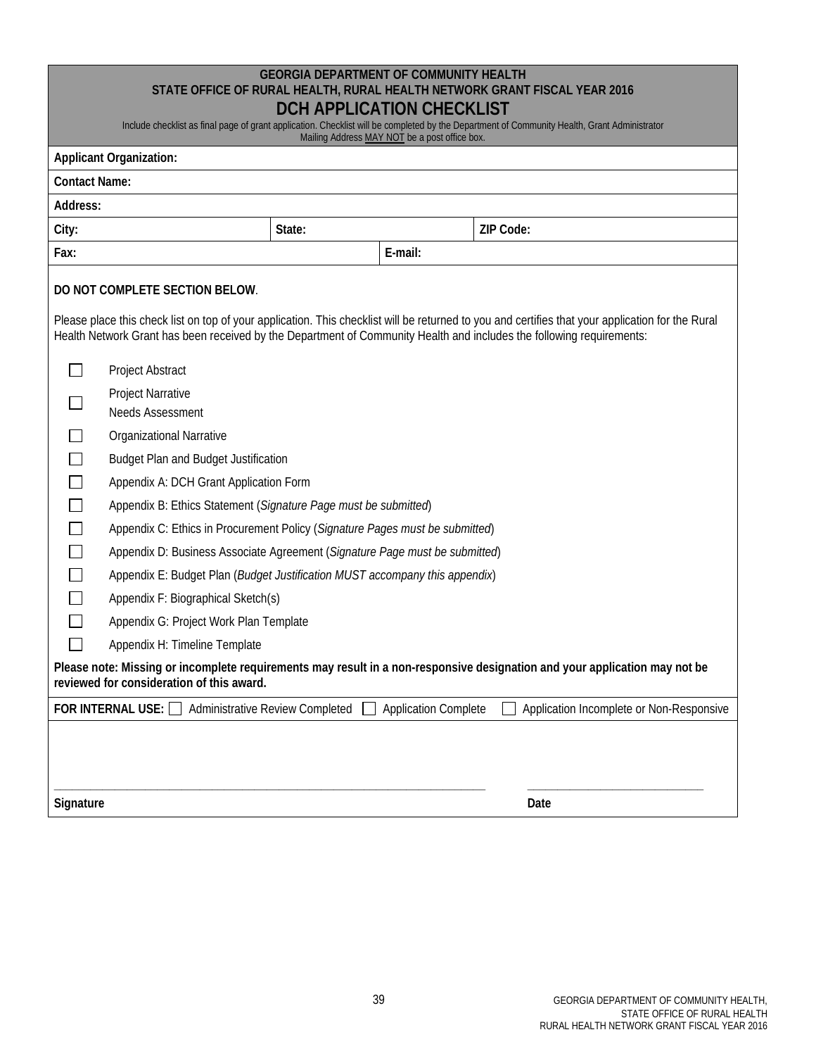**GEORGIA DEPARTMENT OF COMMUNITY HEALTH**

**STATE OFFICE OF RURAL HEALTH, RURAL HEALTH NETWORK GRANT FISCAL YEAR 2016**

# DCH APPLICATION CHECKLIST

Include checklist as final page of grant application. Checklist will be completed by the Department of Community Health, Grant Administrator

Mailing Address MAY NOT be a post office box.

| | | |
|---|---|---|
| **Applicant Organization:** | | |
| **Contact Name:** | | |
| **Address:** | | |
| **City:** | **State:** | **ZIP Code:** |
| **Fax:** | **E-mail:** | |

**DO NOT COMPLETE SECTION BELOW**.

Please place this check list on top of your application. This checklist will be returned to you and certifies that your application for the Rural Health Network Grant has been received by the Department of Community Health and includes the following requirements:

- ☐ Project Abstract
- ☐ Project Narrative
  Needs Assessment
- ☐ Organizational Narrative
- ☐ Budget Plan and Budget Justification
- ☐ Appendix A: DCH Grant Application Form
- ☐ Appendix B: Ethics Statement (*Signature Page must be submitted*)
- ☐ Appendix C: Ethics in Procurement Policy (*Signature Pages must be submitted*)
- ☐ Appendix D: Business Associate Agreement (*Signature Page must be submitted*)
- ☐ Appendix E: Budget Plan (*Budget Justification MUST accompany this appendix*)
- ☐ Appendix F: Biographical Sketch(s)
- ☐ Appendix G: Project Work Plan Template
- ☐ Appendix H: Timeline Template

**Please note: Missing or incomplete requirements may result in a non-responsive designation and your application may not be reviewed for consideration of this award.**

**FOR INTERNAL USE:** ☐ Administrative Review Completed ☐ Application Complete ☐ Application Incomplete or Non-Responsive

\_\_\_\_\_\_\_\_\_\_\_\_\_\_\_\_\_\_\_\_\_\_\_\_\_\_\_\_\_\_\_\_\_\_\_\_\_\_\_\_\_\_ \_\_\_\_\_\_\_\_\_\_\_\_\_\_\_\_\_\_\_\_

**Signature** **Date**